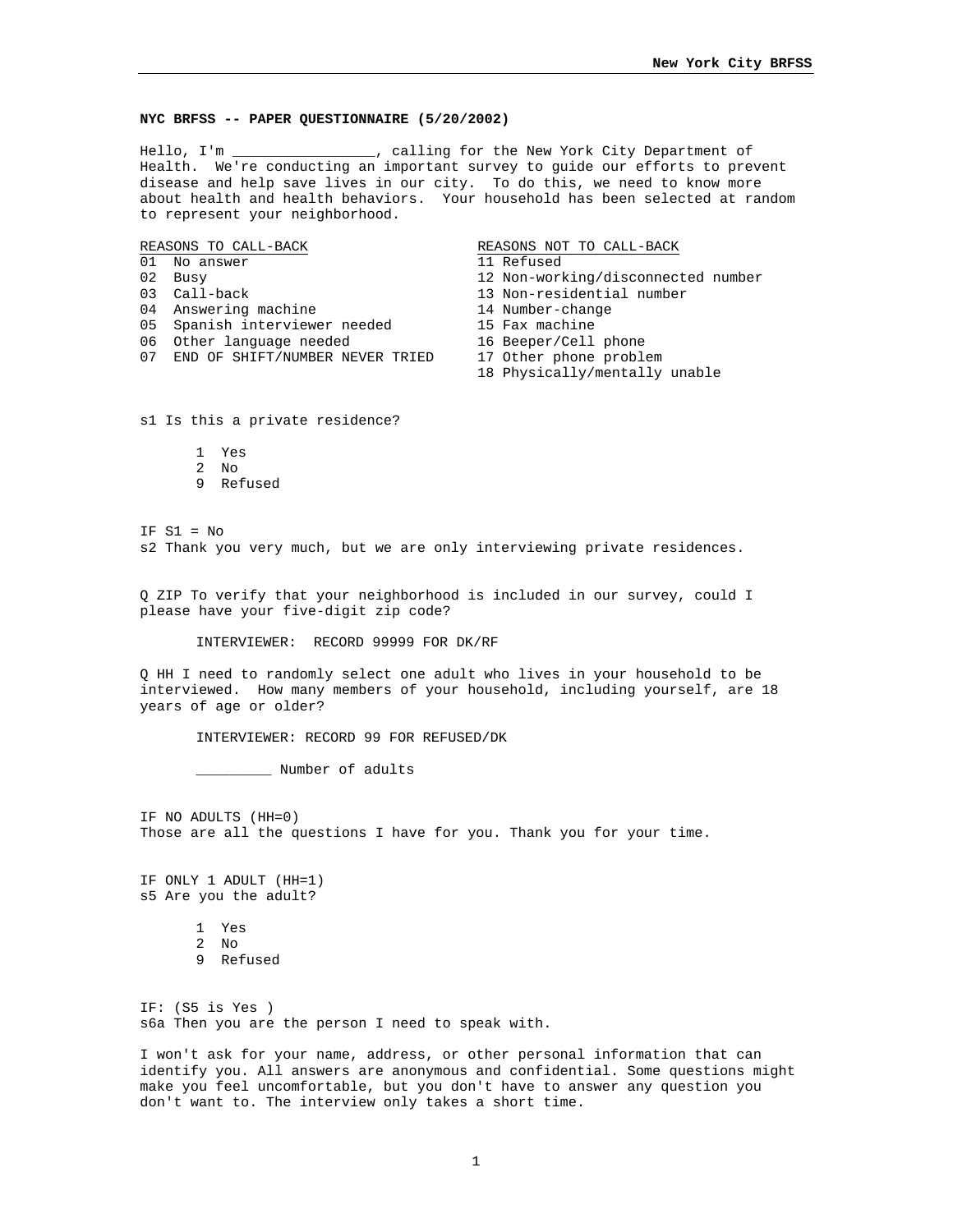**NYC BRFSS -- PAPER QUESTIONNAIRE (5/20/2002)**

Hello, I'm _________________, calling for the New York City Department of Health. We're conducting an important survey to guide our efforts to prevent disease and help save lives in our city. To do this, we need to know more about health and health behaviors. Your household has been selected at random to represent your neighborhood.

| REASONS TO CALL-BACK | REASONS NOT TO CALL-BACK |
|---|---|
| 01 No answer | 11 Refused |
| 02 Busy | 12 Non-working/disconnected number |
| 03 Call-back | 13 Non-residential number |
| 04 Answering machine | 14 Number-change |
| 05 Spanish interviewer needed | 15 Fax machine |
| 06 Other language needed | 16 Beeper/Cell phone |
| 07 END OF SHIFT/NUMBER NEVER TRIED | 17 Other phone problem |
| | 18 Physically/mentally unable |

s1 Is this a private residence?

1 Yes
2 No
9 Refused

IF S1 = No
s2 Thank you very much, but we are only interviewing private residences.

Q ZIP To verify that your neighborhood is included in our survey, could I please have your five-digit zip code?

INTERVIEWER: RECORD 99999 FOR DK/RF

Q HH I need to randomly select one adult who lives in your household to be interviewed. How many members of your household, including yourself, are 18 years of age or older?

INTERVIEWER: RECORD 99 FOR REFUSED/DK

_________ Number of adults

IF NO ADULTS (HH=0)
Those are all the questions I have for you. Thank you for your time.

IF ONLY 1 ADULT (HH=1)
s5 Are you the adult?

1 Yes
2 No
9 Refused

IF: (S5 is Yes )
s6a Then you are the person I need to speak with.

I won't ask for your name, address, or other personal information that can identify you. All answers are anonymous and confidential. Some questions might make you feel uncomfortable, but you don't have to answer any question you don't want to. The interview only takes a short time.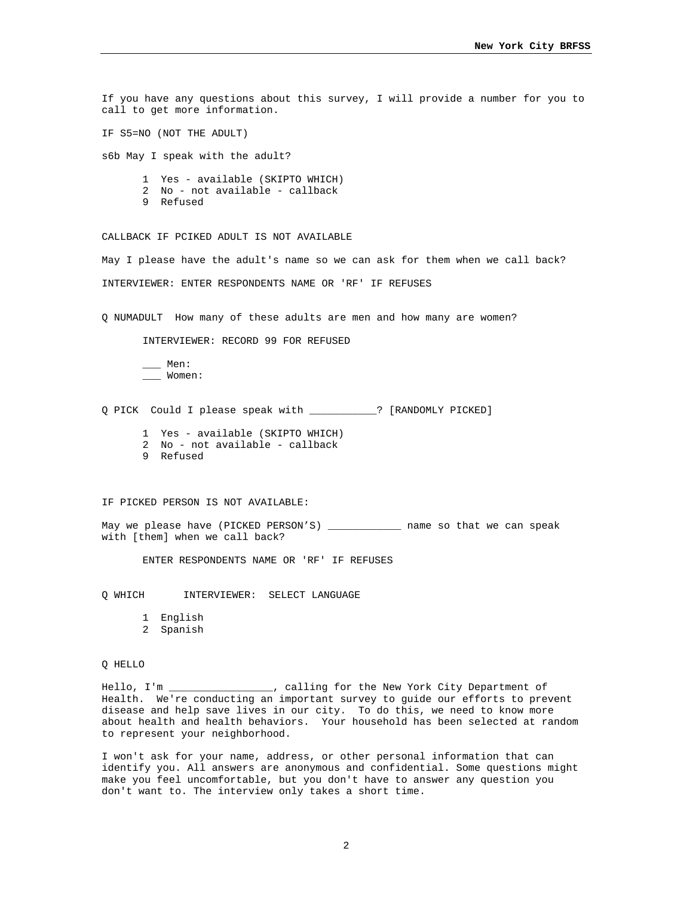If you have any questions about this survey, I will provide a number for you to call to get more information.

IF S5=NO (NOT THE ADULT)

s6b May I speak with the adult?

1 Yes - available (SKIPTO WHICH)
2 No - not available - callback
9 Refused

CALLBACK IF PCIKED ADULT IS NOT AVAILABLE

May I please have the adult's name so we can ask for them when we call back?

INTERVIEWER: ENTER RESPONDENTS NAME OR 'RF' IF REFUSES

Q NUMADULT How many of these adults are men and how many are women?

INTERVIEWER: RECORD 99 FOR REFUSED

___ Men:
___ Women:

Q PICK Could I please speak with ___________? [RANDOMLY PICKED]

1 Yes - available (SKIPTO WHICH)
2 No - not available - callback
9 Refused

IF PICKED PERSON IS NOT AVAILABLE:

May we please have (PICKED PERSON'S) ____________ name so that we can speak with [them] when we call back?

ENTER RESPONDENTS NAME OR 'RF' IF REFUSES

Q WHICH INTERVIEWER: SELECT LANGUAGE

1 English
2 Spanish

Q HELLO

Hello, I'm _________________, calling for the New York City Department of Health. We're conducting an important survey to guide our efforts to prevent disease and help save lives in our city. To do this, we need to know more about health and health behaviors. Your household has been selected at random to represent your neighborhood.

I won't ask for your name, address, or other personal information that can identify you. All answers are anonymous and confidential. Some questions might make you feel uncomfortable, but you don't have to answer any question you don't want to. The interview only takes a short time.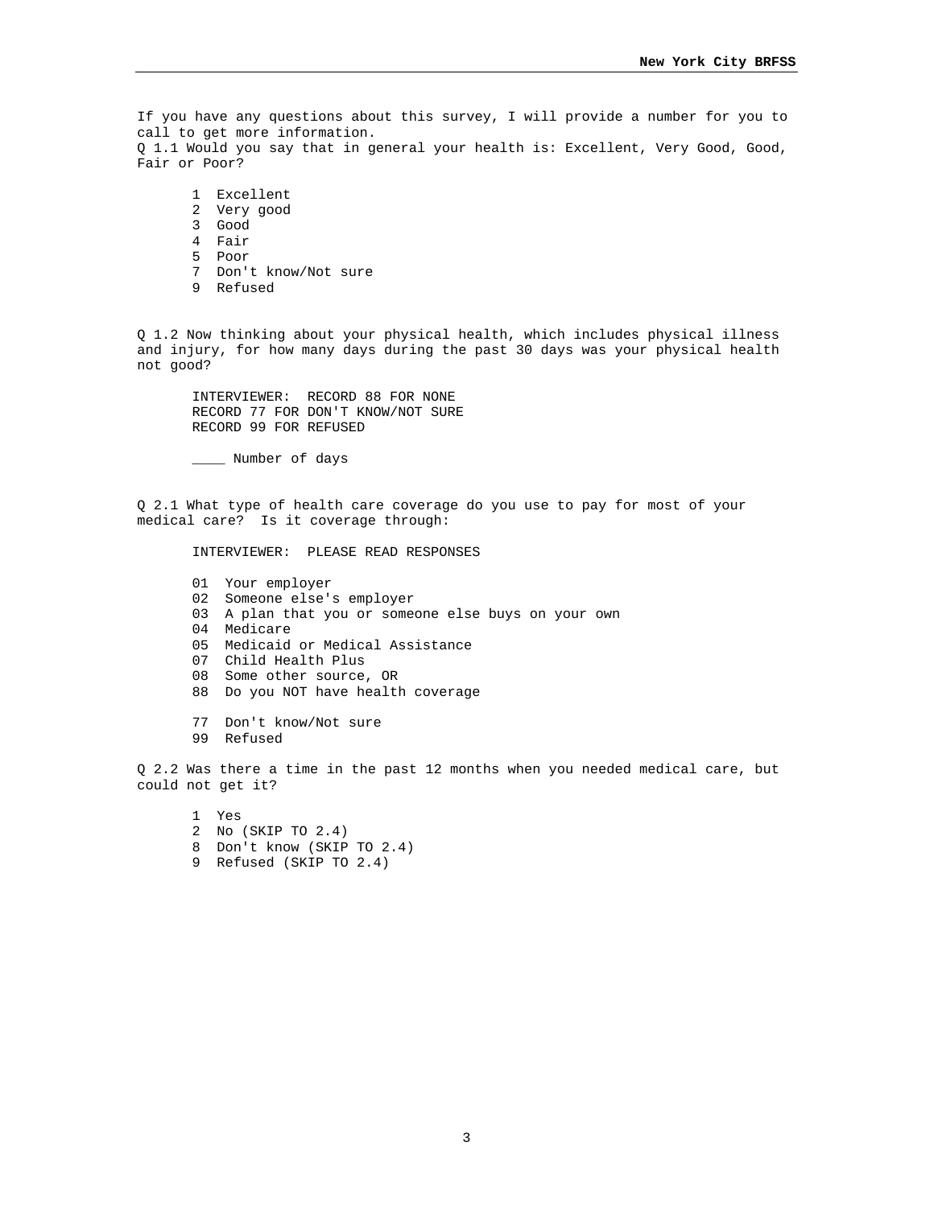If you have any questions about this survey, I will provide a number for you to call to get more information.
Q 1.1 Would you say that in general your health is: Excellent, Very Good, Good, Fair or Poor?

1 Excellent
2 Very good
3 Good
4 Fair
5 Poor
7 Don't know/Not sure
9 Refused

Q 1.2 Now thinking about your physical health, which includes physical illness and injury, for how many days during the past 30 days was your physical health not good?

INTERVIEWER: RECORD 88 FOR NONE
RECORD 77 FOR DON'T KNOW/NOT SURE
RECORD 99 FOR REFUSED

____ Number of days

Q 2.1 What type of health care coverage do you use to pay for most of your medical care? Is it coverage through:

INTERVIEWER: PLEASE READ RESPONSES

01 Your employer
02 Someone else's employer
03 A plan that you or someone else buys on your own
04 Medicare
05 Medicaid or Medical Assistance
07 Child Health Plus
08 Some other source, OR
88 Do you NOT have health coverage

77 Don't know/Not sure
99 Refused

Q 2.2 Was there a time in the past 12 months when you needed medical care, but could not get it?

1 Yes
2 No (SKIP TO 2.4)
8 Don't know (SKIP TO 2.4)
9 Refused (SKIP TO 2.4)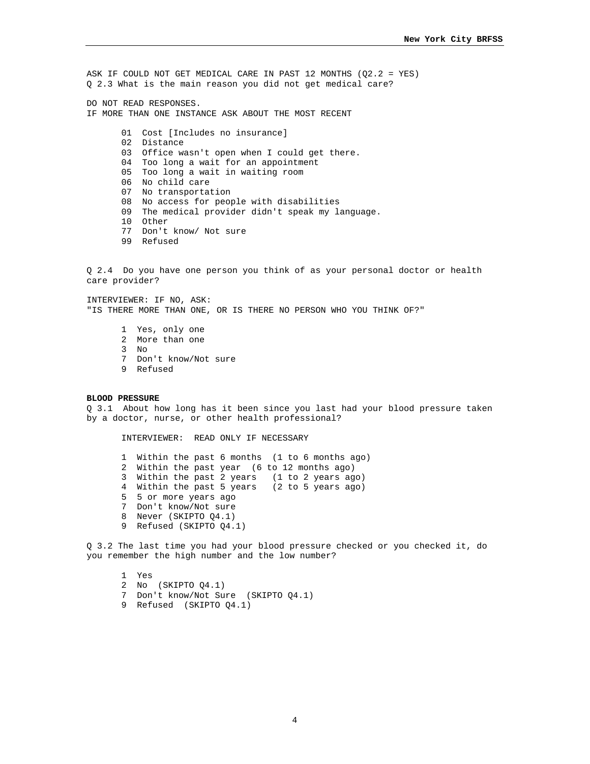ASK IF COULD NOT GET MEDICAL CARE IN PAST 12 MONTHS (Q2.2 = YES)
Q 2.3 What is the main reason you did not get medical care?

DO NOT READ RESPONSES.
IF MORE THAN ONE INSTANCE ASK ABOUT THE MOST RECENT

- 01 Cost [Includes no insurance]
- 02 Distance
- 03 Office wasn't open when I could get there.
- 04 Too long a wait for an appointment
- 05 Too long a wait in waiting room
- 06 No child care
- 07 No transportation
- 08 No access for people with disabilities
- 09 The medical provider didn't speak my language.
- 10 Other
- 77 Don't know/ Not sure
- 99 Refused

Q 2.4 Do you have one person you think of as your personal doctor or health care provider?

INTERVIEWER: IF NO, ASK:
"IS THERE MORE THAN ONE, OR IS THERE NO PERSON WHO YOU THINK OF?"

- 1 Yes, only one
- 2 More than one
- 3 No
- 7 Don't know/Not sure
- 9 Refused

**BLOOD PRESSURE**

Q 3.1 About how long has it been since you last had your blood pressure taken by a doctor, nurse, or other health professional?

INTERVIEWER: READ ONLY IF NECESSARY

- 1 Within the past 6 months (1 to 6 months ago)
- 2 Within the past year (6 to 12 months ago)
- 3 Within the past 2 years (1 to 2 years ago)
- 4 Within the past 5 years (2 to 5 years ago)
- 5 5 or more years ago
- 7 Don't know/Not sure
- 8 Never (SKIPTO Q4.1)
- 9 Refused (SKIPTO Q4.1)

Q 3.2 The last time you had your blood pressure checked or you checked it, do you remember the high number and the low number?

- 1 Yes
- 2 No (SKIPTO Q4.1)
- 7 Don't know/Not Sure (SKIPTO Q4.1)
- 9 Refused (SKIPTO Q4.1)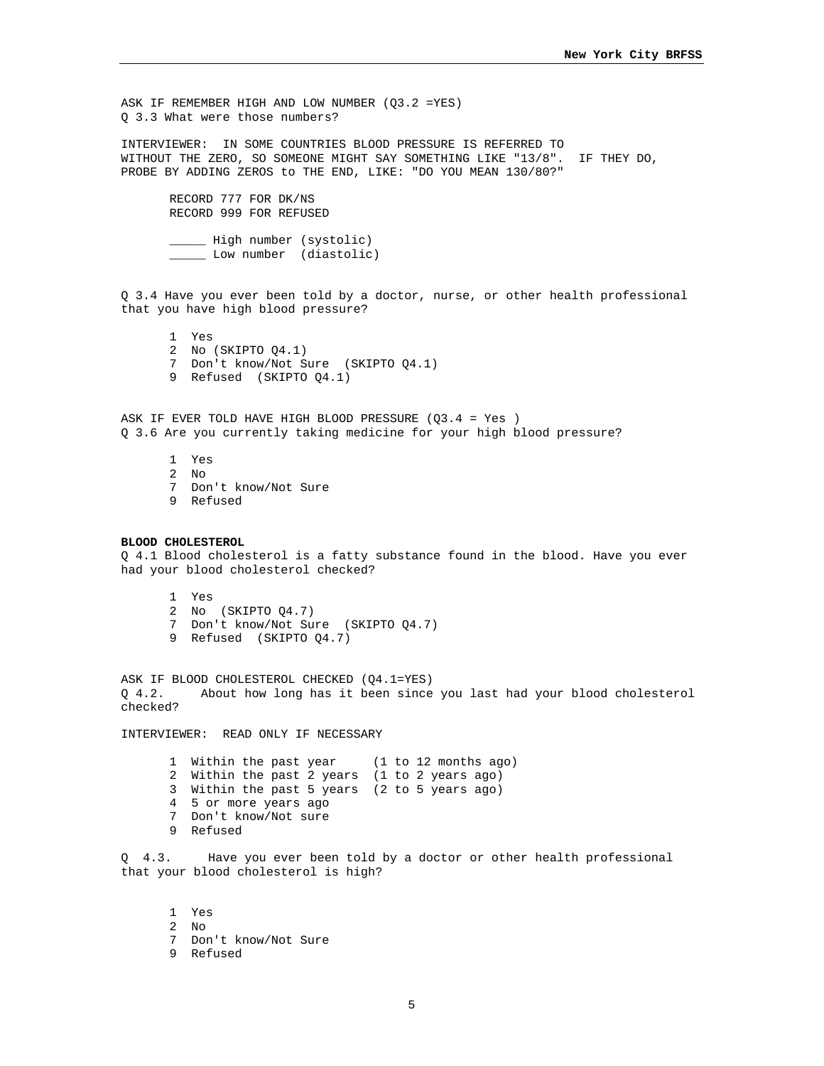ASK IF REMEMBER HIGH AND LOW NUMBER (Q3.2 =YES)
Q 3.3 What were those numbers?

INTERVIEWER: IN SOME COUNTRIES BLOOD PRESSURE IS REFERRED TO WITHOUT THE ZERO, SO SOMEONE MIGHT SAY SOMETHING LIKE "13/8". IF THEY DO, PROBE BY ADDING ZEROS to THE END, LIKE: "DO YOU MEAN 130/80?"

RECORD 777 FOR DK/NS
RECORD 999 FOR REFUSED

_____ High number (systolic)
_____ Low number (diastolic)

Q 3.4 Have you ever been told by a doctor, nurse, or other health professional that you have high blood pressure?

1 Yes
2 No (SKIPTO Q4.1)
7 Don't know/Not Sure (SKIPTO Q4.1)
9 Refused (SKIPTO Q4.1)

ASK IF EVER TOLD HAVE HIGH BLOOD PRESSURE (Q3.4 = Yes )
Q 3.6 Are you currently taking medicine for your high blood pressure?

1 Yes
2 No
7 Don't know/Not Sure
9 Refused

**BLOOD CHOLESTEROL**

Q 4.1 Blood cholesterol is a fatty substance found in the blood. Have you ever had your blood cholesterol checked?

1 Yes
2 No (SKIPTO Q4.7)
7 Don't know/Not Sure (SKIPTO Q4.7)
9 Refused (SKIPTO Q4.7)

ASK IF BLOOD CHOLESTEROL CHECKED (Q4.1=YES)
Q 4.2. About how long has it been since you last had your blood cholesterol checked?

INTERVIEWER: READ ONLY IF NECESSARY

1 Within the past year (1 to 12 months ago)
2 Within the past 2 years (1 to 2 years ago)
3 Within the past 5 years (2 to 5 years ago)
4 5 or more years ago
7 Don't know/Not sure
9 Refused

Q 4.3. Have you ever been told by a doctor or other health professional that your blood cholesterol is high?

1 Yes
2 No
7 Don't know/Not Sure
9 Refused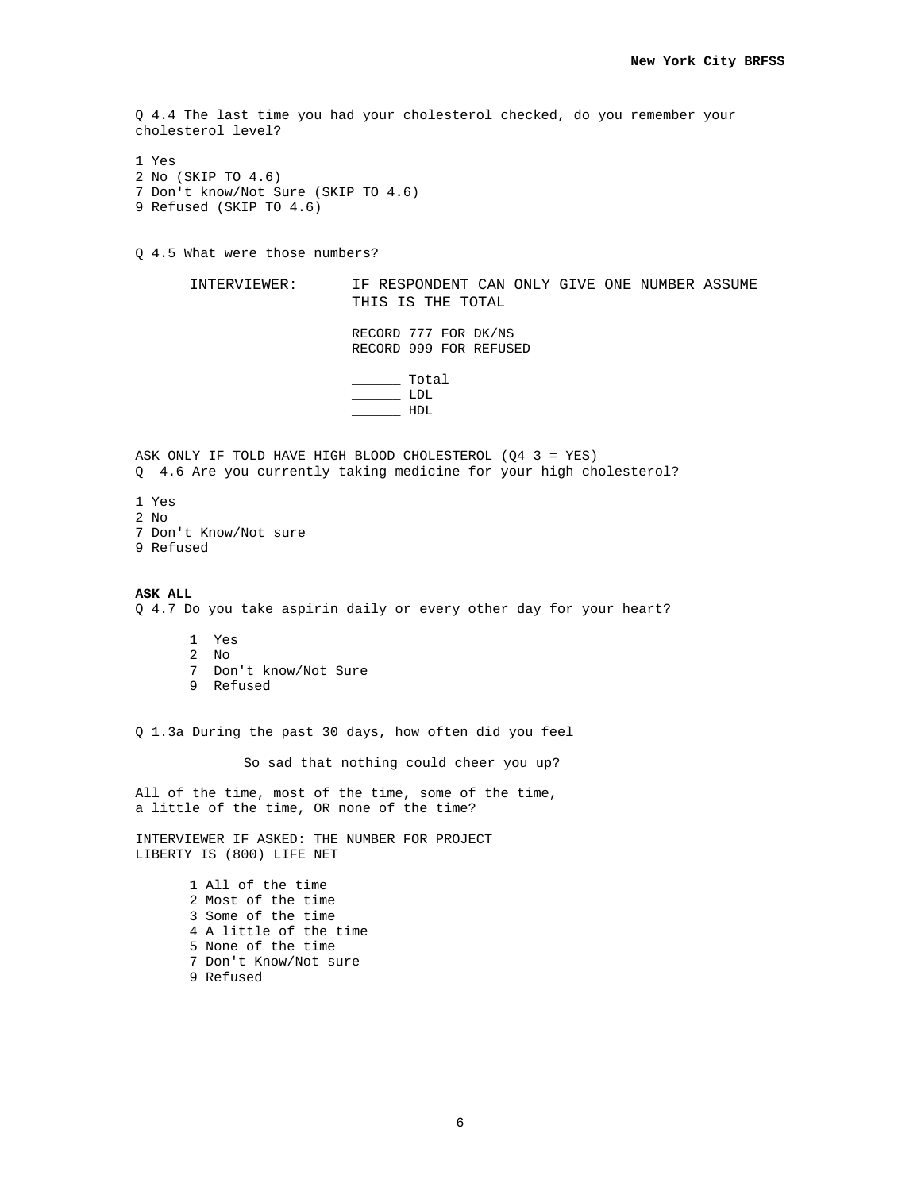Q 4.4 The last time you had your cholesterol checked, do you remember your cholesterol level?

1 Yes
2 No (SKIP TO 4.6)
7 Don't know/Not Sure (SKIP TO 4.6)
9 Refused (SKIP TO 4.6)

Q 4.5 What were those numbers?

INTERVIEWER: IF RESPONDENT CAN ONLY GIVE ONE NUMBER ASSUME THIS IS THE TOTAL

RECORD 777 FOR DK/NS
RECORD 999 FOR REFUSED

______ Total
______ LDL
______ HDL

ASK ONLY IF TOLD HAVE HIGH BLOOD CHOLESTEROL (Q4_3 = YES)
Q 4.6 Are you currently taking medicine for your high cholesterol?

1 Yes
2 No
7 Don't Know/Not sure
9 Refused

**ASK ALL**
Q 4.7 Do you take aspirin daily or every other day for your heart?

1 Yes
2 No
7 Don't know/Not Sure
9 Refused

Q 1.3a During the past 30 days, how often did you feel

So sad that nothing could cheer you up?

All of the time, most of the time, some of the time, a little of the time, OR none of the time?

INTERVIEWER IF ASKED: THE NUMBER FOR PROJECT LIBERTY IS (800) LIFE NET

1 All of the time
2 Most of the time
3 Some of the time
4 A little of the time
5 None of the time
7 Don't Know/Not sure
9 Refused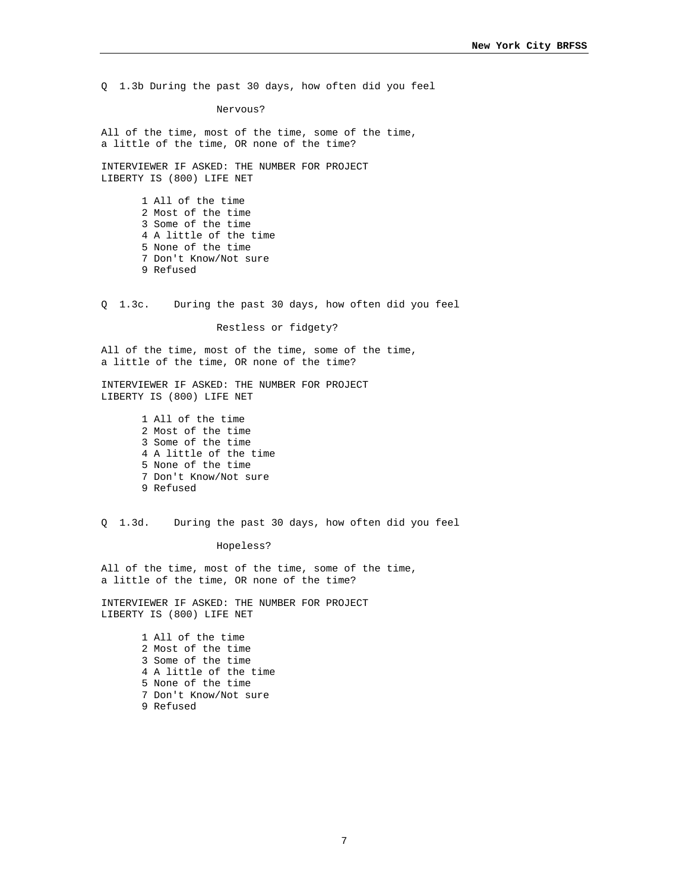Q 1.3b During the past 30 days, how often did you feel

Nervous?

All of the time, most of the time, some of the time, a little of the time, OR none of the time?

INTERVIEWER IF ASKED: THE NUMBER FOR PROJECT LIBERTY IS (800) LIFE NET

1 All of the time
2 Most of the time
3 Some of the time
4 A little of the time
5 None of the time
7 Don't Know/Not sure
9 Refused

Q 1.3c. During the past 30 days, how often did you feel

Restless or fidgety?

All of the time, most of the time, some of the time, a little of the time, OR none of the time?

INTERVIEWER IF ASKED: THE NUMBER FOR PROJECT LIBERTY IS (800) LIFE NET

1 All of the time
2 Most of the time
3 Some of the time
4 A little of the time
5 None of the time
7 Don't Know/Not sure
9 Refused

Q 1.3d. During the past 30 days, how often did you feel

Hopeless?

All of the time, most of the time, some of the time, a little of the time, OR none of the time?

INTERVIEWER IF ASKED: THE NUMBER FOR PROJECT LIBERTY IS (800) LIFE NET

1 All of the time
2 Most of the time
3 Some of the time
4 A little of the time
5 None of the time
7 Don't Know/Not sure
9 Refused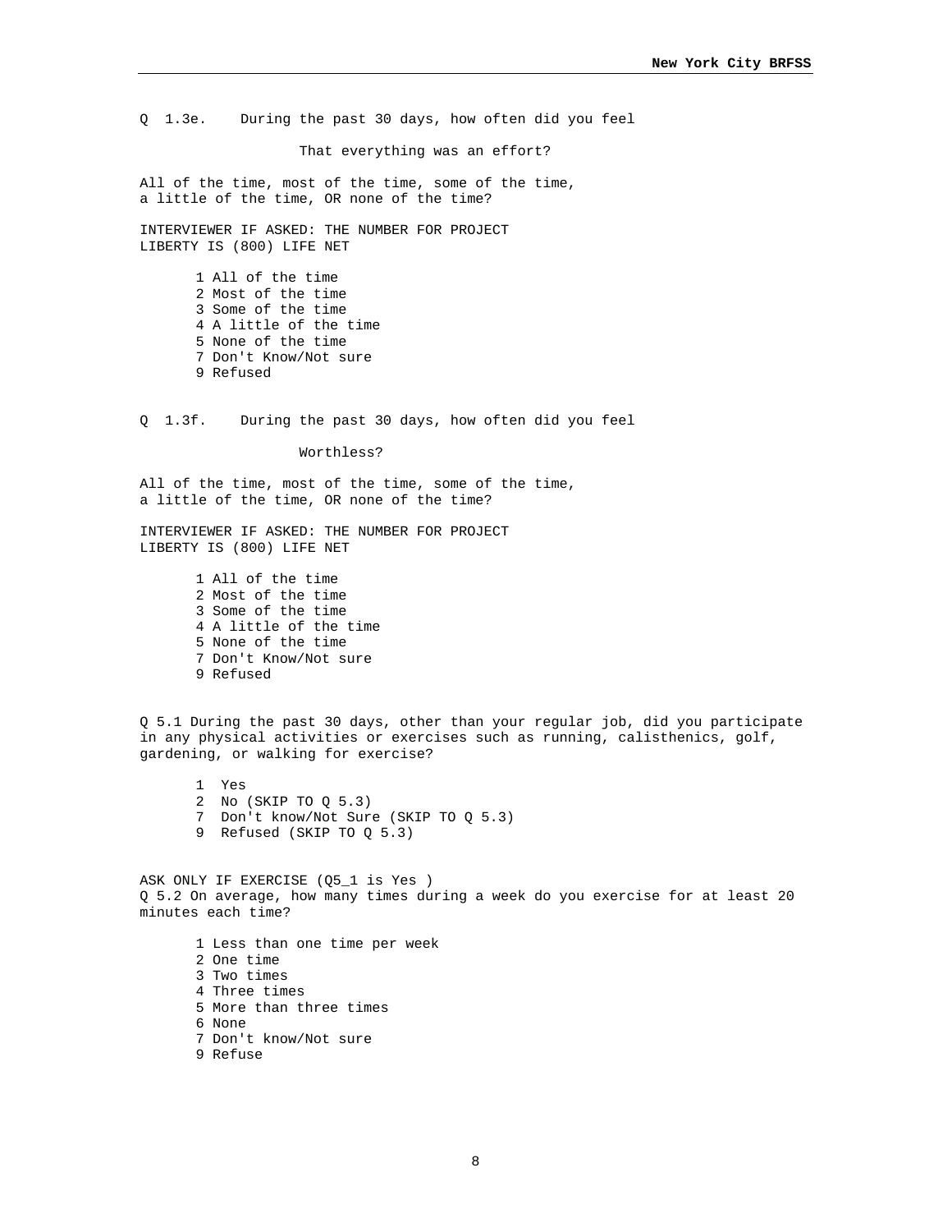Q 1.3e. During the past 30 days, how often did you feel

That everything was an effort?

All of the time, most of the time, some of the time, a little of the time, OR none of the time?

INTERVIEWER IF ASKED: THE NUMBER FOR PROJECT LIBERTY IS (800) LIFE NET

1 All of the time
2 Most of the time
3 Some of the time
4 A little of the time
5 None of the time
7 Don't Know/Not sure
9 Refused

Q 1.3f. During the past 30 days, how often did you feel

Worthless?

All of the time, most of the time, some of the time, a little of the time, OR none of the time?

INTERVIEWER IF ASKED: THE NUMBER FOR PROJECT LIBERTY IS (800) LIFE NET

1 All of the time
2 Most of the time
3 Some of the time
4 A little of the time
5 None of the time
7 Don't Know/Not sure
9 Refused

Q 5.1 During the past 30 days, other than your regular job, did you participate in any physical activities or exercises such as running, calisthenics, golf, gardening, or walking for exercise?

1 Yes
2 No (SKIP TO Q 5.3)
7 Don't know/Not Sure (SKIP TO Q 5.3)
9 Refused (SKIP TO Q 5.3)

ASK ONLY IF EXERCISE (Q5_1 is Yes )
Q 5.2 On average, how many times during a week do you exercise for at least 20 minutes each time?

1 Less than one time per week
2 One time
3 Two times
4 Three times
5 More than three times
6 None
7 Don't know/Not sure
9 Refuse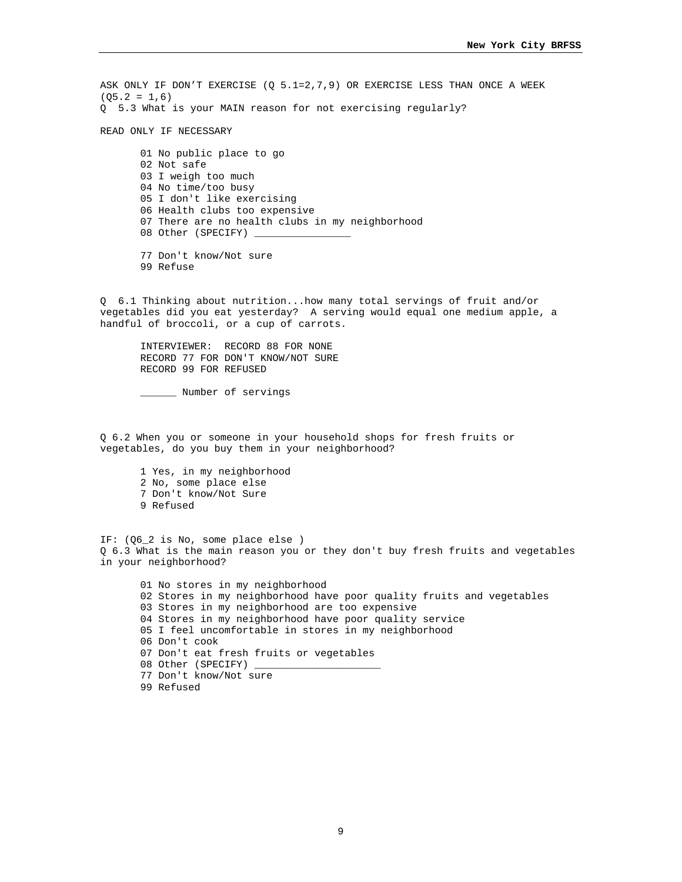ASK ONLY IF DON'T EXERCISE (Q 5.1=2,7,9) OR EXERCISE LESS THAN ONCE A WEEK (Q5.2 = 1,6)

Q 5.3 What is your MAIN reason for not exercising regularly?

READ ONLY IF NECESSARY

01 No public place to go
02 Not safe
03 I weigh too much
04 No time/too busy
05 I don't like exercising
06 Health clubs too expensive
07 There are no health clubs in my neighborhood
08 Other (SPECIFY) ________________

77 Don't know/Not sure
99 Refuse

Q 6.1 Thinking about nutrition...how many total servings of fruit and/or vegetables did you eat yesterday? A serving would equal one medium apple, a handful of broccoli, or a cup of carrots.

INTERVIEWER: RECORD 88 FOR NONE
RECORD 77 FOR DON'T KNOW/NOT SURE
RECORD 99 FOR REFUSED

______ Number of servings

Q 6.2 When you or someone in your household shops for fresh fruits or vegetables, do you buy them in your neighborhood?

1 Yes, in my neighborhood
2 No, some place else
7 Don't know/Not Sure
9 Refused

IF: (Q6_2 is No, some place else )

Q 6.3 What is the main reason you or they don't buy fresh fruits and vegetables in your neighborhood?

01 No stores in my neighborhood
02 Stores in my neighborhood have poor quality fruits and vegetables
03 Stores in my neighborhood are too expensive
04 Stores in my neighborhood have poor quality service
05 I feel uncomfortable in stores in my neighborhood
06 Don't cook
07 Don't eat fresh fruits or vegetables
08 Other (SPECIFY) _____________________
77 Don't know/Not sure
99 Refused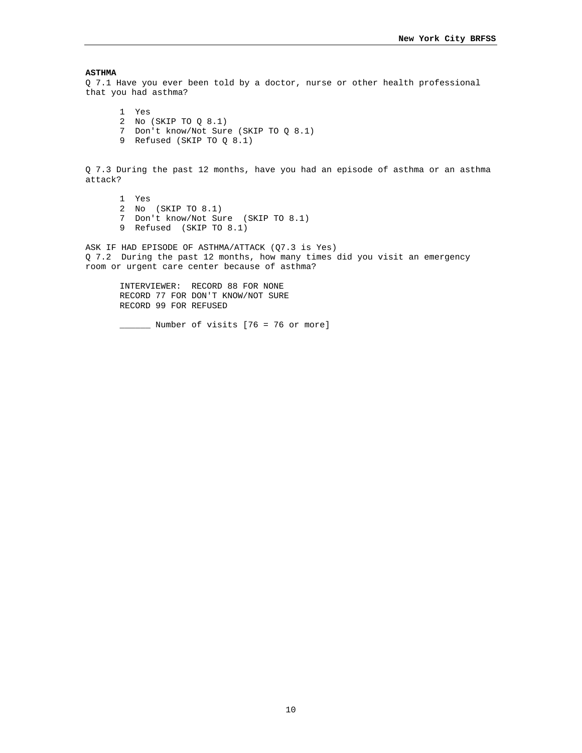**ASTHMA**

Q 7.1 Have you ever been told by a doctor, nurse or other health professional that you had asthma?

1 Yes
2 No (SKIP TO Q 8.1)
7 Don't know/Not Sure (SKIP TO Q 8.1)
9 Refused (SKIP TO Q 8.1)

Q 7.3 During the past 12 months, have you had an episode of asthma or an asthma attack?

1 Yes
2 No (SKIP TO 8.1)
7 Don't know/Not Sure (SKIP TO 8.1)
9 Refused (SKIP TO 8.1)

ASK IF HAD EPISODE OF ASTHMA/ATTACK (Q7.3 is Yes)

Q 7.2 During the past 12 months, how many times did you visit an emergency room or urgent care center because of asthma?

INTERVIEWER: RECORD 88 FOR NONE
RECORD 77 FOR DON'T KNOW/NOT SURE
RECORD 99 FOR REFUSED

______ Number of visits [76 = 76 or more]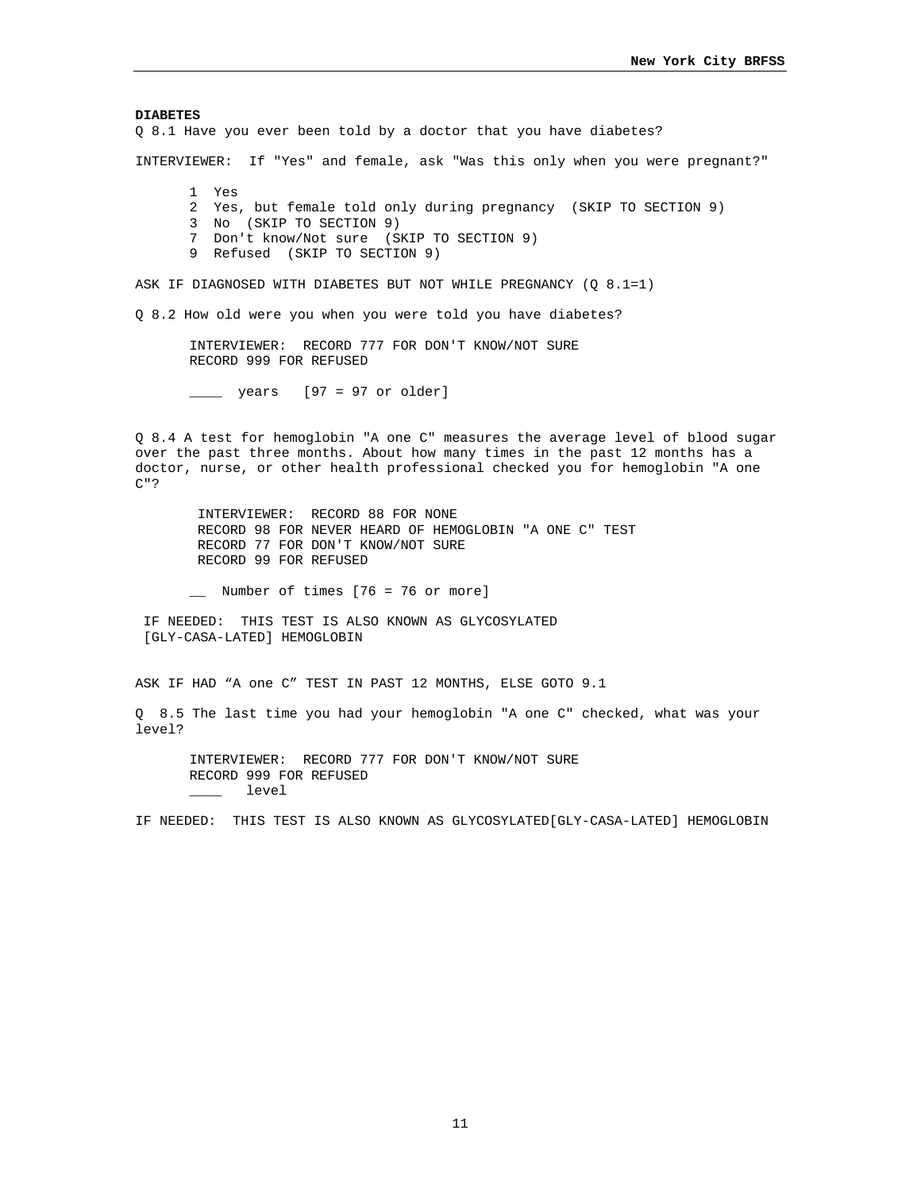**DIABETES**

Q 8.1 Have you ever been told by a doctor that you have diabetes?

INTERVIEWER: If "Yes" and female, ask "Was this only when you were pregnant?"

1 Yes
2 Yes, but female told only during pregnancy (SKIP TO SECTION 9)
3 No (SKIP TO SECTION 9)
7 Don't know/Not sure (SKIP TO SECTION 9)
9 Refused (SKIP TO SECTION 9)

ASK IF DIAGNOSED WITH DIABETES BUT NOT WHILE PREGNANCY (Q 8.1=1)

Q 8.2 How old were you when you were told you have diabetes?

INTERVIEWER: RECORD 777 FOR DON'T KNOW/NOT SURE
RECORD 999 FOR REFUSED

____ years [97 = 97 or older]

Q 8.4 A test for hemoglobin "A one C" measures the average level of blood sugar over the past three months. About how many times in the past 12 months has a doctor, nurse, or other health professional checked you for hemoglobin "A one C"?

INTERVIEWER: RECORD 88 FOR NONE
RECORD 98 FOR NEVER HEARD OF HEMOGLOBIN "A ONE C" TEST
RECORD 77 FOR DON'T KNOW/NOT SURE
RECORD 99 FOR REFUSED

__ Number of times [76 = 76 or more]

IF NEEDED: THIS TEST IS ALSO KNOWN AS GLYCOSYLATED [GLY-CASA-LATED] HEMOGLOBIN

ASK IF HAD "A one C" TEST IN PAST 12 MONTHS, ELSE GOTO 9.1

Q 8.5 The last time you had your hemoglobin "A one C" checked, what was your level?

INTERVIEWER: RECORD 777 FOR DON'T KNOW/NOT SURE
RECORD 999 FOR REFUSED
____ level

IF NEEDED: THIS TEST IS ALSO KNOWN AS GLYCOSYLATED[GLY-CASA-LATED] HEMOGLOBIN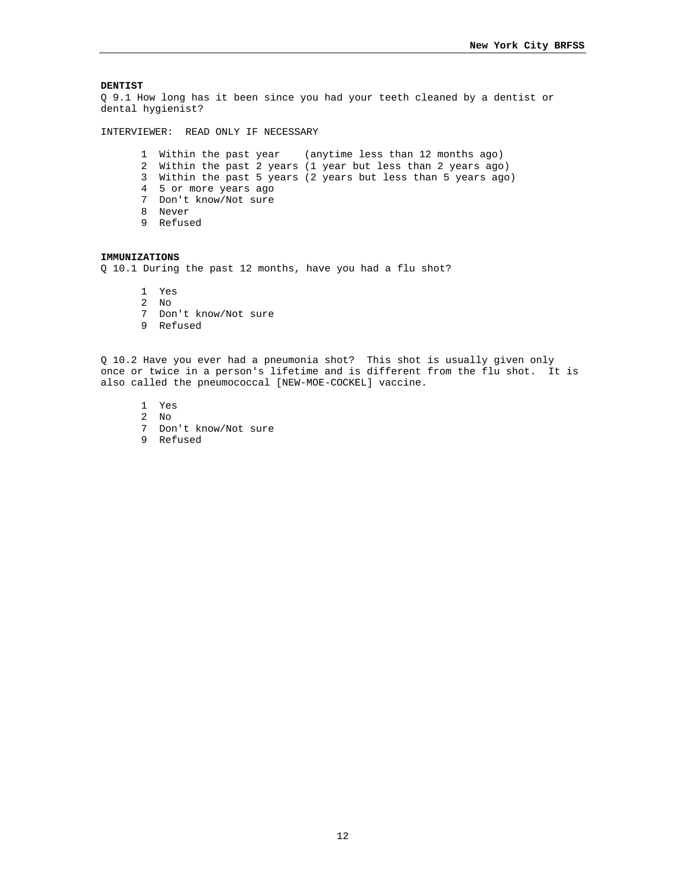**DENTIST**

Q 9.1 How long has it been since you had your teeth cleaned by a dentist or dental hygienist?

INTERVIEWER: READ ONLY IF NECESSARY

1 Within the past year (anytime less than 12 months ago)
2 Within the past 2 years (1 year but less than 2 years ago)
3 Within the past 5 years (2 years but less than 5 years ago)
4 5 or more years ago
7 Don't know/Not sure
8 Never
9 Refused

**IMMUNIZATIONS**

Q 10.1 During the past 12 months, have you had a flu shot?

1 Yes
2 No
7 Don't know/Not sure
9 Refused

Q 10.2 Have you ever had a pneumonia shot? This shot is usually given only once or twice in a person's lifetime and is different from the flu shot. It is also called the pneumococcal [NEW-MOE-COCKEL] vaccine.

1 Yes
2 No
7 Don't know/Not sure
9 Refused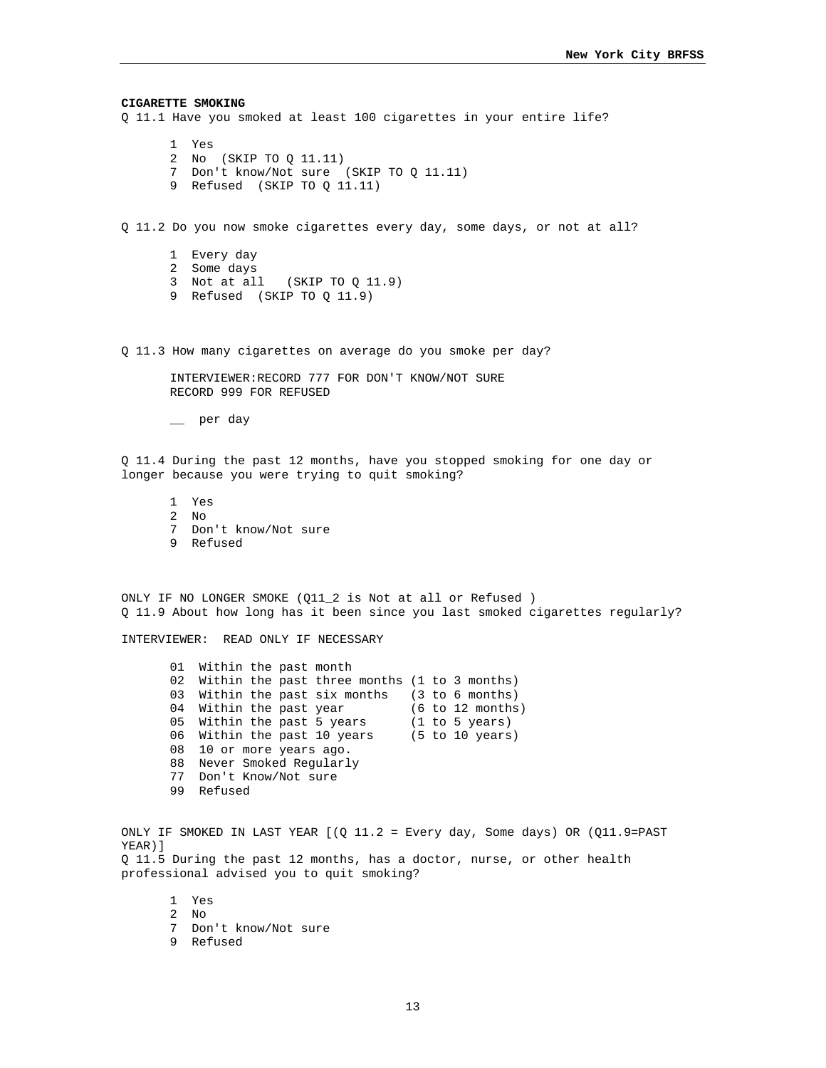**CIGARETTE SMOKING**

Q 11.1 Have you smoked at least 100 cigarettes in your entire life?

1 Yes
2 No (SKIP TO Q 11.11)
7 Don't know/Not sure (SKIP TO Q 11.11)
9 Refused (SKIP TO Q 11.11)

Q 11.2 Do you now smoke cigarettes every day, some days, or not at all?

1 Every day
2 Some days
3 Not at all (SKIP TO Q 11.9)
9 Refused (SKIP TO Q 11.9)

Q 11.3 How many cigarettes on average do you smoke per day?

INTERVIEWER:RECORD 777 FOR DON'T KNOW/NOT SURE
RECORD 999 FOR REFUSED

__ per day

Q 11.4 During the past 12 months, have you stopped smoking for one day or longer because you were trying to quit smoking?

1 Yes
2 No
7 Don't know/Not sure
9 Refused

ONLY IF NO LONGER SMOKE (Q11_2 is Not at all or Refused )
Q 11.9 About how long has it been since you last smoked cigarettes regularly?

INTERVIEWER: READ ONLY IF NECESSARY

01 Within the past month
02 Within the past three months (1 to 3 months)
03 Within the past six months (3 to 6 months)
04 Within the past year (6 to 12 months)
05 Within the past 5 years (1 to 5 years)
06 Within the past 10 years (5 to 10 years)
08 10 or more years ago.
88 Never Smoked Regularly
77 Don't Know/Not sure
99 Refused

ONLY IF SMOKED IN LAST YEAR [(Q 11.2 = Every day, Some days) OR (Q11.9=PAST YEAR)]
Q 11.5 During the past 12 months, has a doctor, nurse, or other health professional advised you to quit smoking?

1 Yes
2 No
7 Don't know/Not sure
9 Refused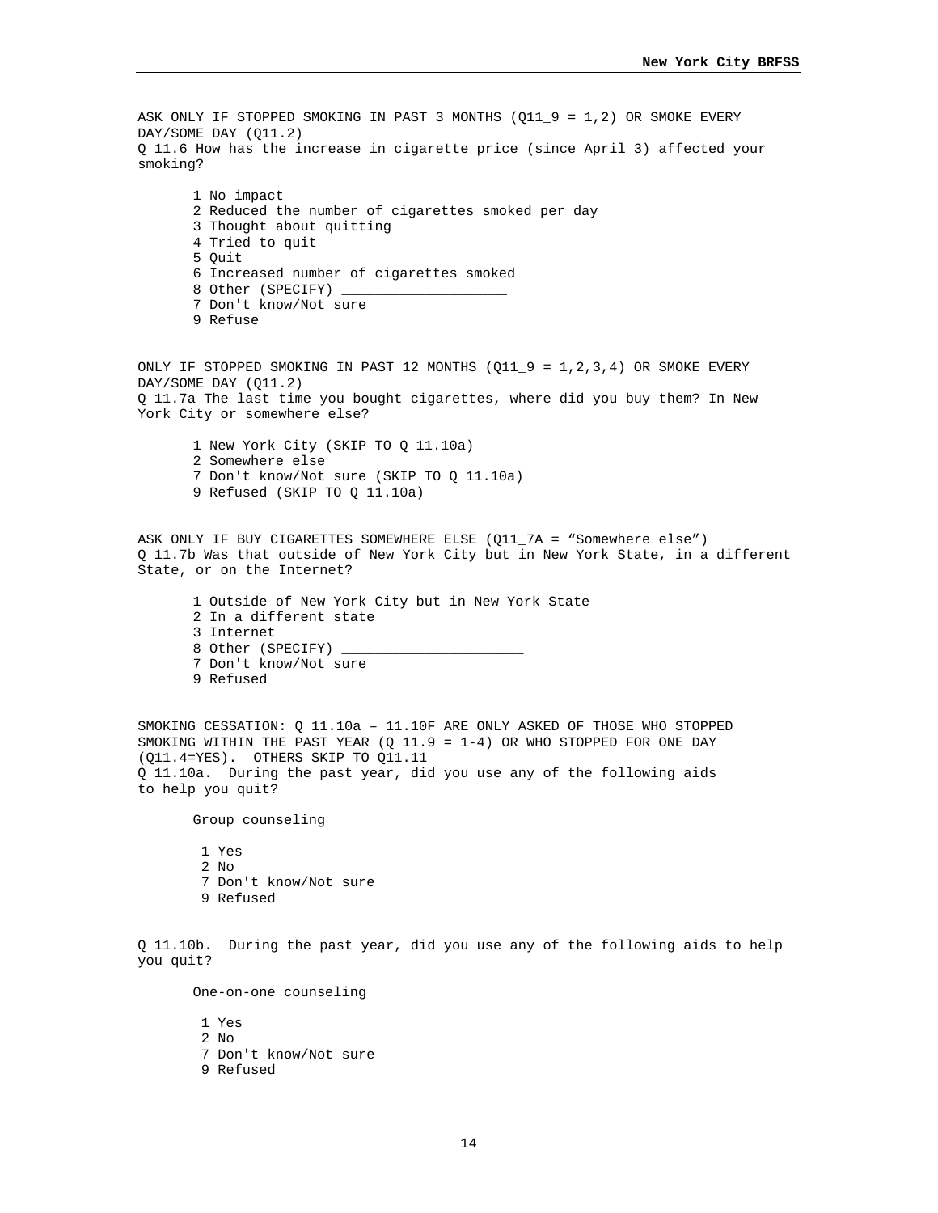ASK ONLY IF STOPPED SMOKING IN PAST 3 MONTHS (Q11_9 = 1,2) OR SMOKE EVERY DAY/SOME DAY (Q11.2)
Q 11.6 How has the increase in cigarette price (since April 3) affected your smoking?

- 1 No impact
- 2 Reduced the number of cigarettes smoked per day
- 3 Thought about quitting
- 4 Tried to quit
- 5 Quit
- 6 Increased number of cigarettes smoked
- 8 Other (SPECIFY) ____________________
- 7 Don't know/Not sure
- 9 Refuse

ONLY IF STOPPED SMOKING IN PAST 12 MONTHS (Q11_9 = 1,2,3,4) OR SMOKE EVERY DAY/SOME DAY (Q11.2)
Q 11.7a The last time you bought cigarettes, where did you buy them? In New York City or somewhere else?

- 1 New York City (SKIP TO Q 11.10a)
- 2 Somewhere else
- 7 Don't know/Not sure (SKIP TO Q 11.10a)
- 9 Refused (SKIP TO Q 11.10a)

ASK ONLY IF BUY CIGARETTES SOMEWHERE ELSE (Q11_7A = "Somewhere else")
Q 11.7b Was that outside of New York City but in New York State, in a different State, or on the Internet?

- 1 Outside of New York City but in New York State
- 2 In a different state
- 3 Internet
- 8 Other (SPECIFY) ______________________
- 7 Don't know/Not sure
- 9 Refused

SMOKING CESSATION: Q 11.10a – 11.10F ARE ONLY ASKED OF THOSE WHO STOPPED SMOKING WITHIN THE PAST YEAR (Q 11.9 = 1-4) OR WHO STOPPED FOR ONE DAY (Q11.4=YES). OTHERS SKIP TO Q11.11
Q 11.10a. During the past year, did you use any of the following aids to help you quit?

Group counseling

- 1 Yes
- 2 No
- 7 Don't know/Not sure
- 9 Refused

Q 11.10b. During the past year, did you use any of the following aids to help you quit?

One-on-one counseling

- 1 Yes
- 2 No
- 7 Don't know/Not sure
- 9 Refused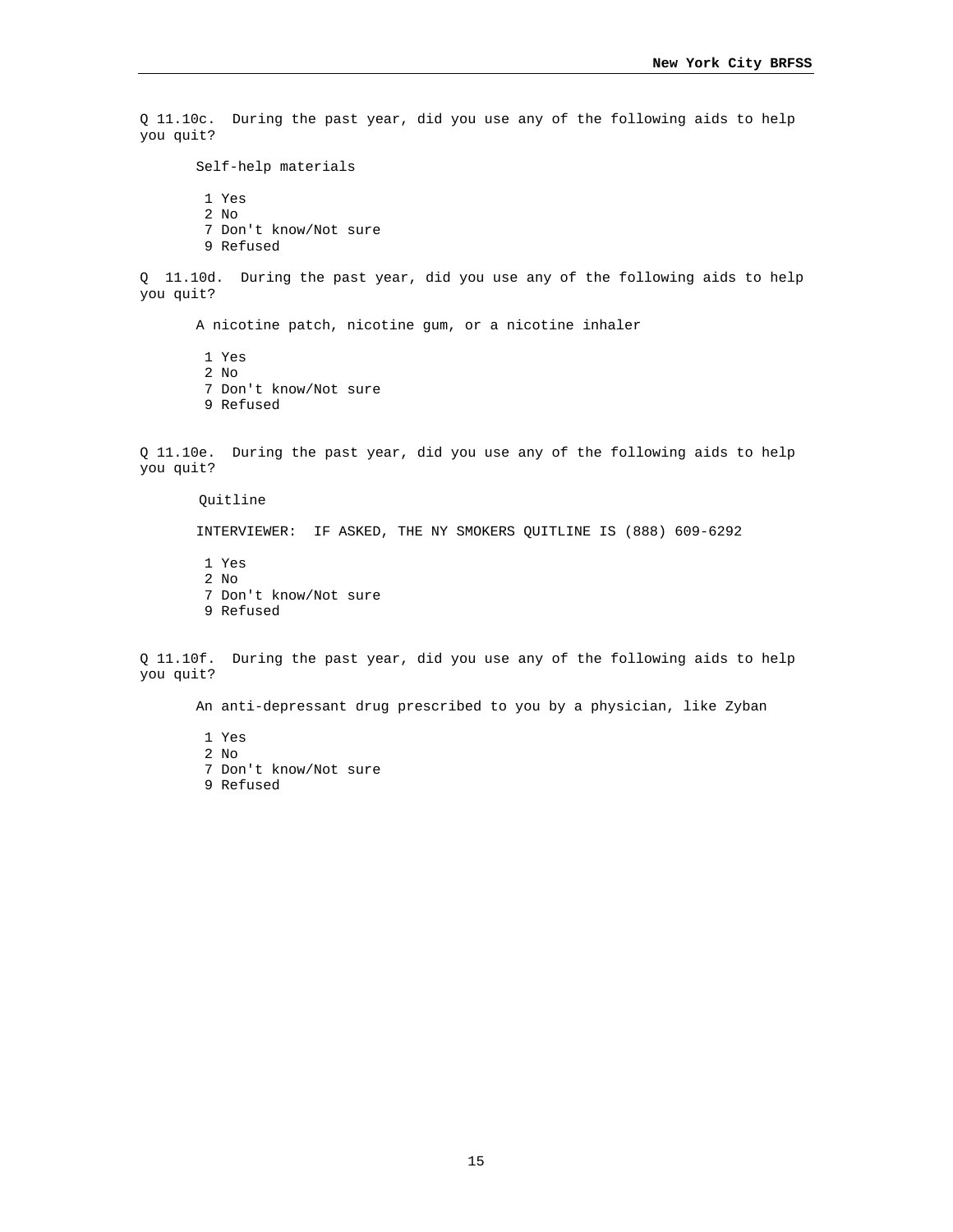Q 11.10c. During the past year, did you use any of the following aids to help you quit?

Self-help materials

1 Yes
2 No
7 Don't know/Not sure
9 Refused

Q 11.10d. During the past year, did you use any of the following aids to help you quit?

A nicotine patch, nicotine gum, or a nicotine inhaler

1 Yes
2 No
7 Don't know/Not sure
9 Refused

Q 11.10e. During the past year, did you use any of the following aids to help you quit?

Quitline

INTERVIEWER: IF ASKED, THE NY SMOKERS QUITLINE IS (888) 609-6292

1 Yes
2 No
7 Don't know/Not sure
9 Refused

Q 11.10f. During the past year, did you use any of the following aids to help you quit?

An anti-depressant drug prescribed to you by a physician, like Zyban

1 Yes
2 No
7 Don't know/Not sure
9 Refused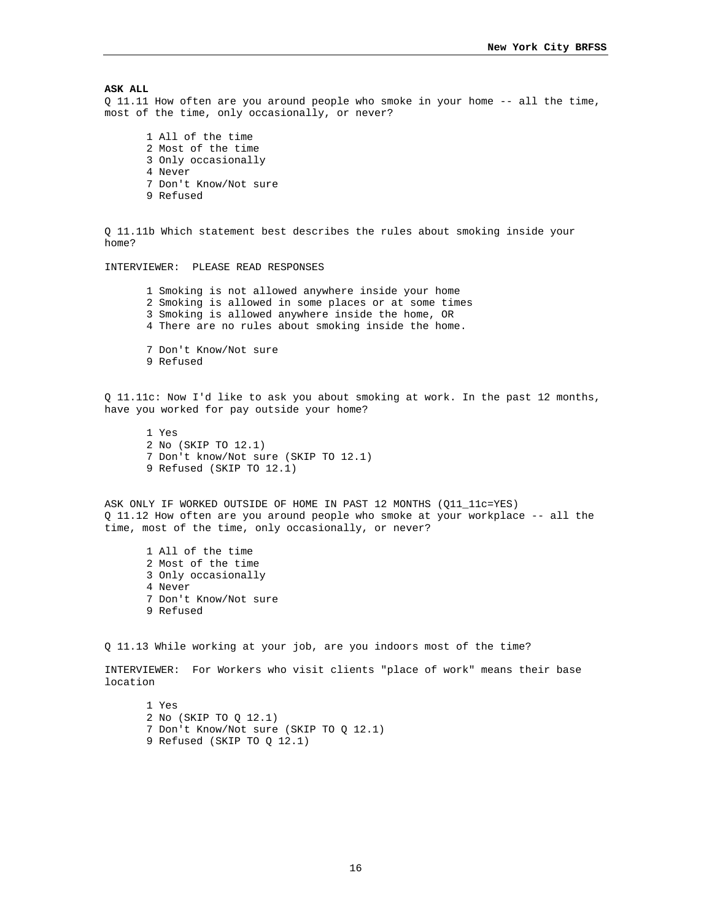**ASK ALL**
Q 11.11 How often are you around people who smoke in your home -- all the time, most of the time, only occasionally, or never?

1 All of the time
2 Most of the time
3 Only occasionally
4 Never
7 Don't Know/Not sure
9 Refused

Q 11.11b Which statement best describes the rules about smoking inside your home?

INTERVIEWER: PLEASE READ RESPONSES

1 Smoking is not allowed anywhere inside your home
2 Smoking is allowed in some places or at some times
3 Smoking is allowed anywhere inside the home, OR
4 There are no rules about smoking inside the home.

7 Don't Know/Not sure
9 Refused

Q 11.11c: Now I'd like to ask you about smoking at work. In the past 12 months, have you worked for pay outside your home?

1 Yes
2 No (SKIP TO 12.1)
7 Don't know/Not sure (SKIP TO 12.1)
9 Refused (SKIP TO 12.1)

ASK ONLY IF WORKED OUTSIDE OF HOME IN PAST 12 MONTHS (Q11_11c=YES)
Q 11.12 How often are you around people who smoke at your workplace -- all the time, most of the time, only occasionally, or never?

1 All of the time
2 Most of the time
3 Only occasionally
4 Never
7 Don't Know/Not sure
9 Refused

Q 11.13 While working at your job, are you indoors most of the time?

INTERVIEWER: For Workers who visit clients "place of work" means their base location

1 Yes
2 No (SKIP TO Q 12.1)
7 Don't Know/Not sure (SKIP TO Q 12.1)
9 Refused (SKIP TO Q 12.1)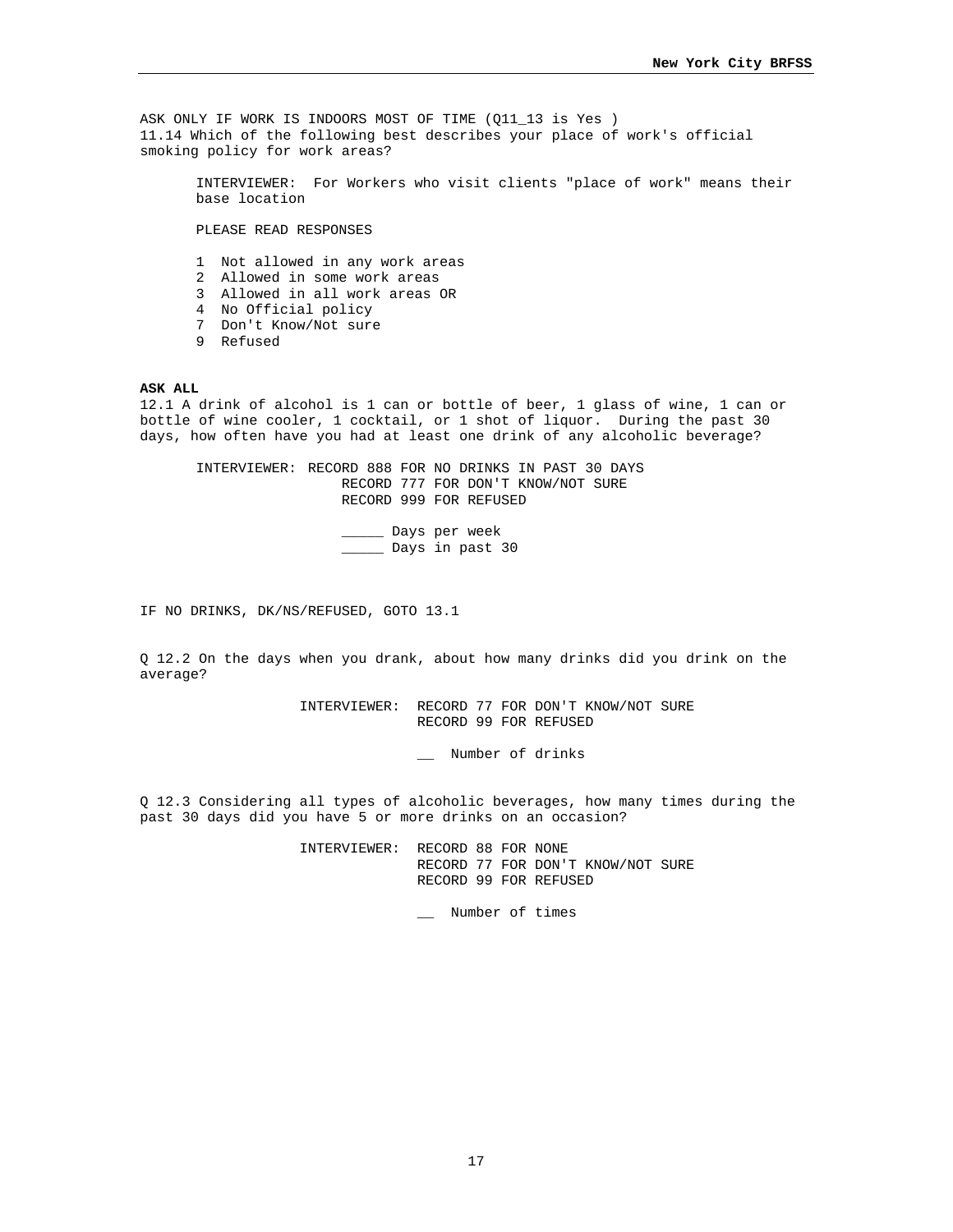ASK ONLY IF WORK IS INDOORS MOST OF TIME (Q11_13 is Yes )
11.14 Which of the following best describes your place of work's official smoking policy for work areas?

INTERVIEWER: For Workers who visit clients "place of work" means their base location

PLEASE READ RESPONSES

1 Not allowed in any work areas
2 Allowed in some work areas
3 Allowed in all work areas OR
4 No Official policy
7 Don't Know/Not sure
9 Refused

**ASK ALL**
12.1 A drink of alcohol is 1 can or bottle of beer, 1 glass of wine, 1 can or bottle of wine cooler, 1 cocktail, or 1 shot of liquor. During the past 30 days, how often have you had at least one drink of any alcoholic beverage?

INTERVIEWER: RECORD 888 FOR NO DRINKS IN PAST 30 DAYS
RECORD 777 FOR DON'T KNOW/NOT SURE
RECORD 999 FOR REFUSED

_____ Days per week
_____ Days in past 30

IF NO DRINKS, DK/NS/REFUSED, GOTO 13.1

Q 12.2 On the days when you drank, about how many drinks did you drink on the average?

INTERVIEWER: RECORD 77 FOR DON'T KNOW/NOT SURE
RECORD 99 FOR REFUSED

__ Number of drinks

Q 12.3 Considering all types of alcoholic beverages, how many times during the past 30 days did you have 5 or more drinks on an occasion?

INTERVIEWER: RECORD 88 FOR NONE
RECORD 77 FOR DON'T KNOW/NOT SURE
RECORD 99 FOR REFUSED

__ Number of times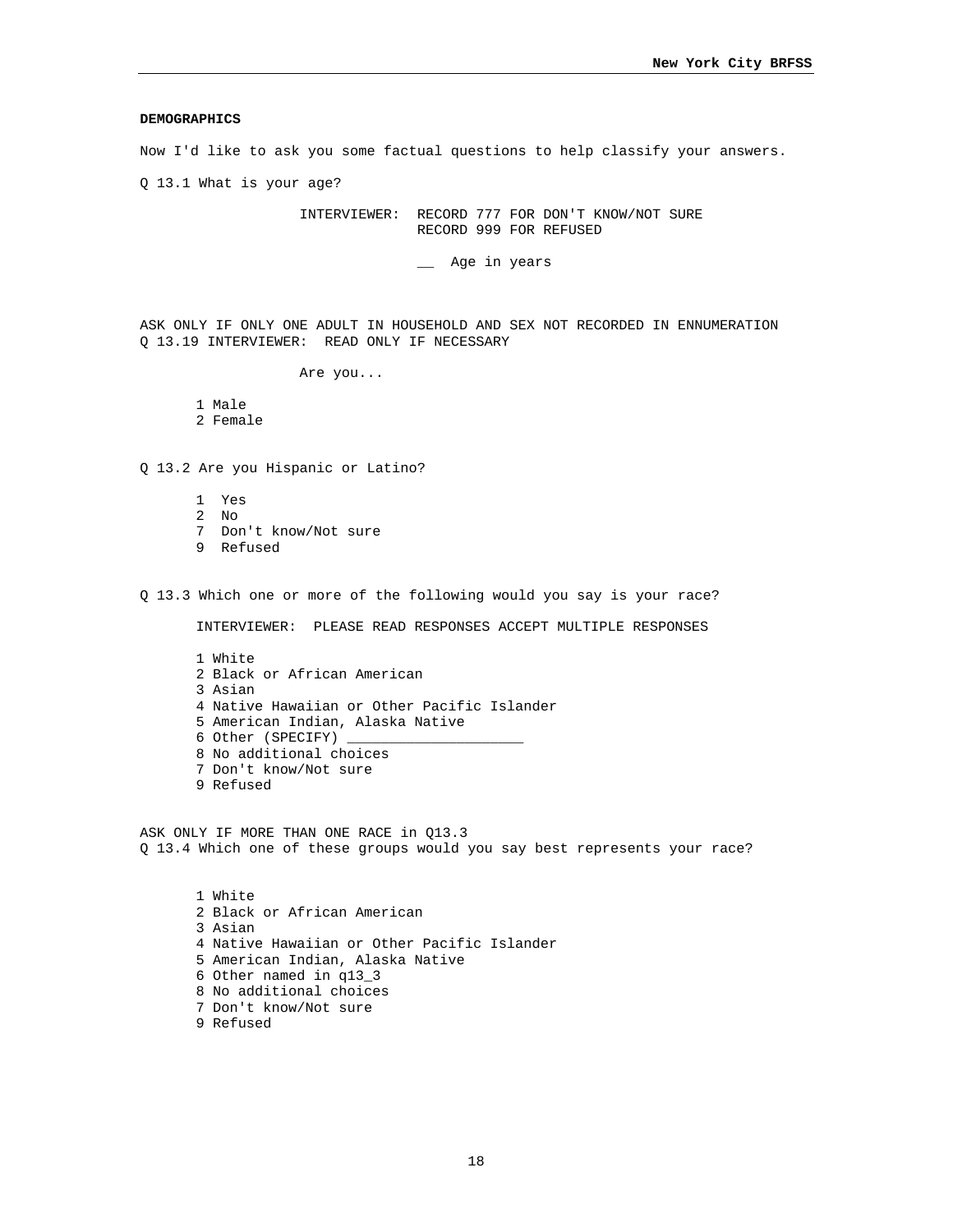**DEMOGRAPHICS**

Now I'd like to ask you some factual questions to help classify your answers.

Q 13.1 What is your age?

INTERVIEWER: RECORD 777 FOR DON'T KNOW/NOT SURE
RECORD 999 FOR REFUSED

__ Age in years

ASK ONLY IF ONLY ONE ADULT IN HOUSEHOLD AND SEX NOT RECORDED IN ENNUMERATION
Q 13.19 INTERVIEWER: READ ONLY IF NECESSARY

Are you...

1 Male
2 Female

Q 13.2 Are you Hispanic or Latino?

1 Yes
2 No
7 Don't know/Not sure
9 Refused

Q 13.3 Which one or more of the following would you say is your race?

INTERVIEWER: PLEASE READ RESPONSES ACCEPT MULTIPLE RESPONSES

1 White
2 Black or African American
3 Asian
4 Native Hawaiian or Other Pacific Islander
5 American Indian, Alaska Native
6 Other (SPECIFY) ____________________
8 No additional choices
7 Don't know/Not sure
9 Refused

ASK ONLY IF MORE THAN ONE RACE in Q13.3
Q 13.4 Which one of these groups would you say best represents your race?

1 White
2 Black or African American
3 Asian
4 Native Hawaiian or Other Pacific Islander
5 American Indian, Alaska Native
6 Other named in q13_3
8 No additional choices
7 Don't know/Not sure
9 Refused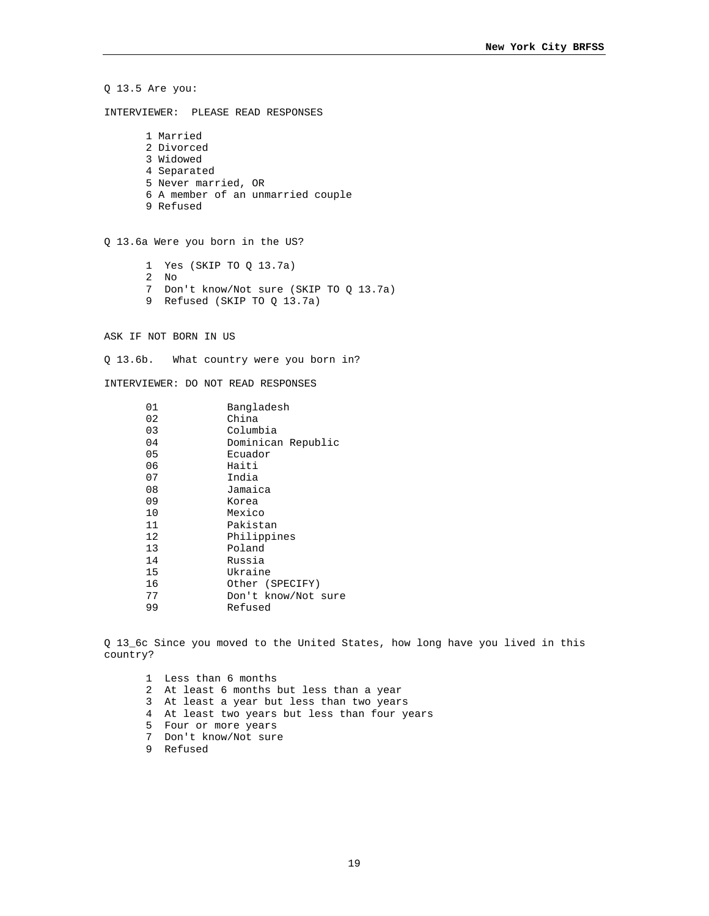Q 13.5 Are you:

INTERVIEWER: PLEASE READ RESPONSES

1 Married
2 Divorced
3 Widowed
4 Separated
5 Never married, OR
6 A member of an unmarried couple
9 Refused

Q 13.6a Were you born in the US?

1 Yes (SKIP TO Q 13.7a)
2 No
7 Don't know/Not sure (SKIP TO Q 13.7a)
9 Refused (SKIP TO Q 13.7a)

ASK IF NOT BORN IN US

Q 13.6b. What country were you born in?

INTERVIEWER: DO NOT READ RESPONSES

| | |
|---|---|
| 01 | Bangladesh |
| 02 | China |
| 03 | Columbia |
| 04 | Dominican Republic |
| 05 | Ecuador |
| 06 | Haiti |
| 07 | India |
| 08 | Jamaica |
| 09 | Korea |
| 10 | Mexico |
| 11 | Pakistan |
| 12 | Philippines |
| 13 | Poland |
| 14 | Russia |
| 15 | Ukraine |
| 16 | Other (SPECIFY) |
| 77 | Don't know/Not sure |
| 99 | Refused |

Q 13_6c Since you moved to the United States, how long have you lived in this country?

1 Less than 6 months
2 At least 6 months but less than a year
3 At least a year but less than two years
4 At least two years but less than four years
5 Four or more years
7 Don't know/Not sure
9 Refused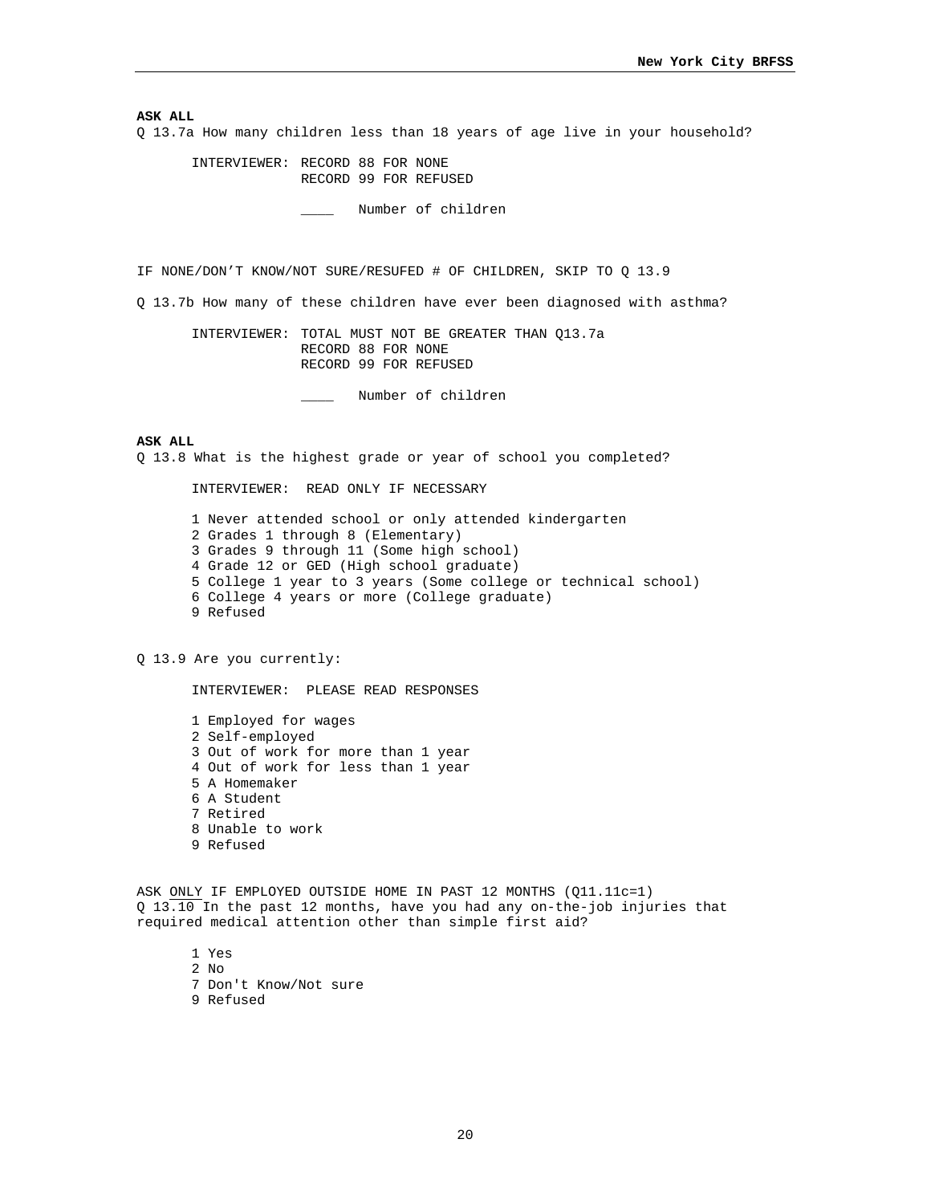**ASK ALL**

Q 13.7a How many children less than 18 years of age live in your household?

INTERVIEWER: RECORD 88 FOR NONE
RECORD 99 FOR REFUSED

____ Number of children

IF NONE/DON'T KNOW/NOT SURE/RESUFED # OF CHILDREN, SKIP TO Q 13.9

Q 13.7b How many of these children have ever been diagnosed with asthma?

INTERVIEWER: TOTAL MUST NOT BE GREATER THAN Q13.7a
RECORD 88 FOR NONE
RECORD 99 FOR REFUSED

____ Number of children

**ASK ALL**

Q 13.8 What is the highest grade or year of school you completed?

INTERVIEWER: READ ONLY IF NECESSARY

1 Never attended school or only attended kindergarten
2 Grades 1 through 8 (Elementary)
3 Grades 9 through 11 (Some high school)
4 Grade 12 or GED (High school graduate)
5 College 1 year to 3 years (Some college or technical school)
6 College 4 years or more (College graduate)
9 Refused

Q 13.9 Are you currently:

INTERVIEWER: PLEASE READ RESPONSES

1 Employed for wages
2 Self-employed
3 Out of work for more than 1 year
4 Out of work for less than 1 year
5 A Homemaker
6 A Student
7 Retired
8 Unable to work
9 Refused

ASK ONLY IF EMPLOYED OUTSIDE HOME IN PAST 12 MONTHS (Q11.11c=1)

Q 13.10 In the past 12 months, have you had any on-the-job injuries that required medical attention other than simple first aid?

1 Yes
2 No
7 Don't Know/Not sure
9 Refused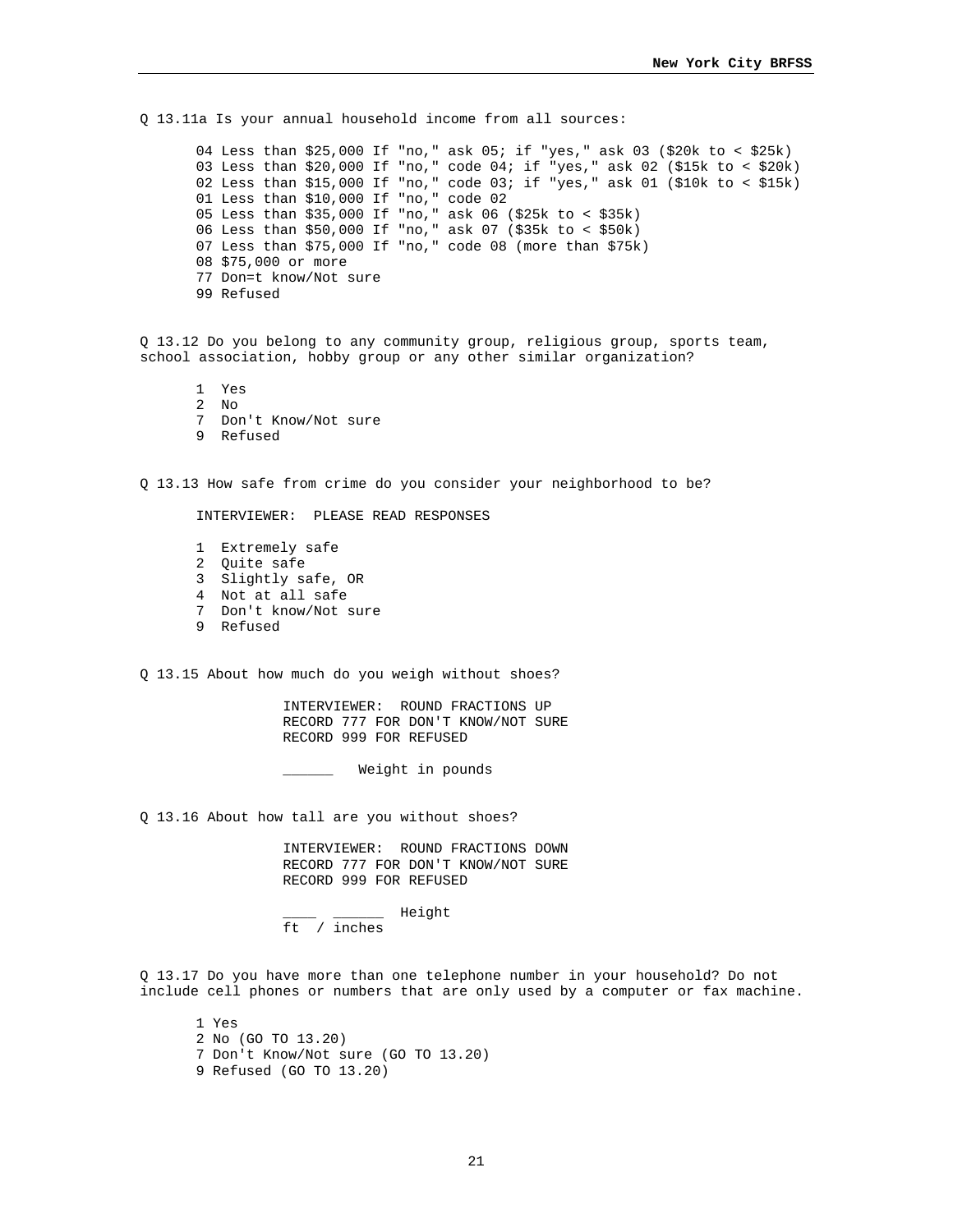Q 13.11a Is your annual household income from all sources:

04 Less than $25,000 If "no," ask 05; if "yes," ask 03 ($20k to < $25k)
03 Less than $20,000 If "no," code 04; if "yes," ask 02 ($15k to < $20k)
02 Less than $15,000 If "no," code 03; if "yes," ask 01 ($10k to < $15k)
01 Less than $10,000 If "no," code 02
05 Less than $35,000 If "no," ask 06 ($25k to < $35k)
06 Less than $50,000 If "no," ask 07 ($35k to < $50k)
07 Less than $75,000 If "no," code 08 (more than $75k)
08 $75,000 or more
77 Don=t know/Not sure
99 Refused

Q 13.12 Do you belong to any community group, religious group, sports team, school association, hobby group or any other similar organization?

1 Yes
2 No
7 Don't Know/Not sure
9 Refused

Q 13.13 How safe from crime do you consider your neighborhood to be?

INTERVIEWER: PLEASE READ RESPONSES

1 Extremely safe
2 Quite safe
3 Slightly safe, OR
4 Not at all safe
7 Don't know/Not sure
9 Refused

Q 13.15 About how much do you weigh without shoes?

INTERVIEWER: ROUND FRACTIONS UP
RECORD 777 FOR DON'T KNOW/NOT SURE
RECORD 999 FOR REFUSED

______ Weight in pounds

Q 13.16 About how tall are you without shoes?

INTERVIEWER: ROUND FRACTIONS DOWN
RECORD 777 FOR DON'T KNOW/NOT SURE
RECORD 999 FOR REFUSED

____ ______ Height
ft / inches

Q 13.17 Do you have more than one telephone number in your household? Do not include cell phones or numbers that are only used by a computer or fax machine.

1 Yes
2 No (GO TO 13.20)
7 Don't Know/Not sure (GO TO 13.20)
9 Refused (GO TO 13.20)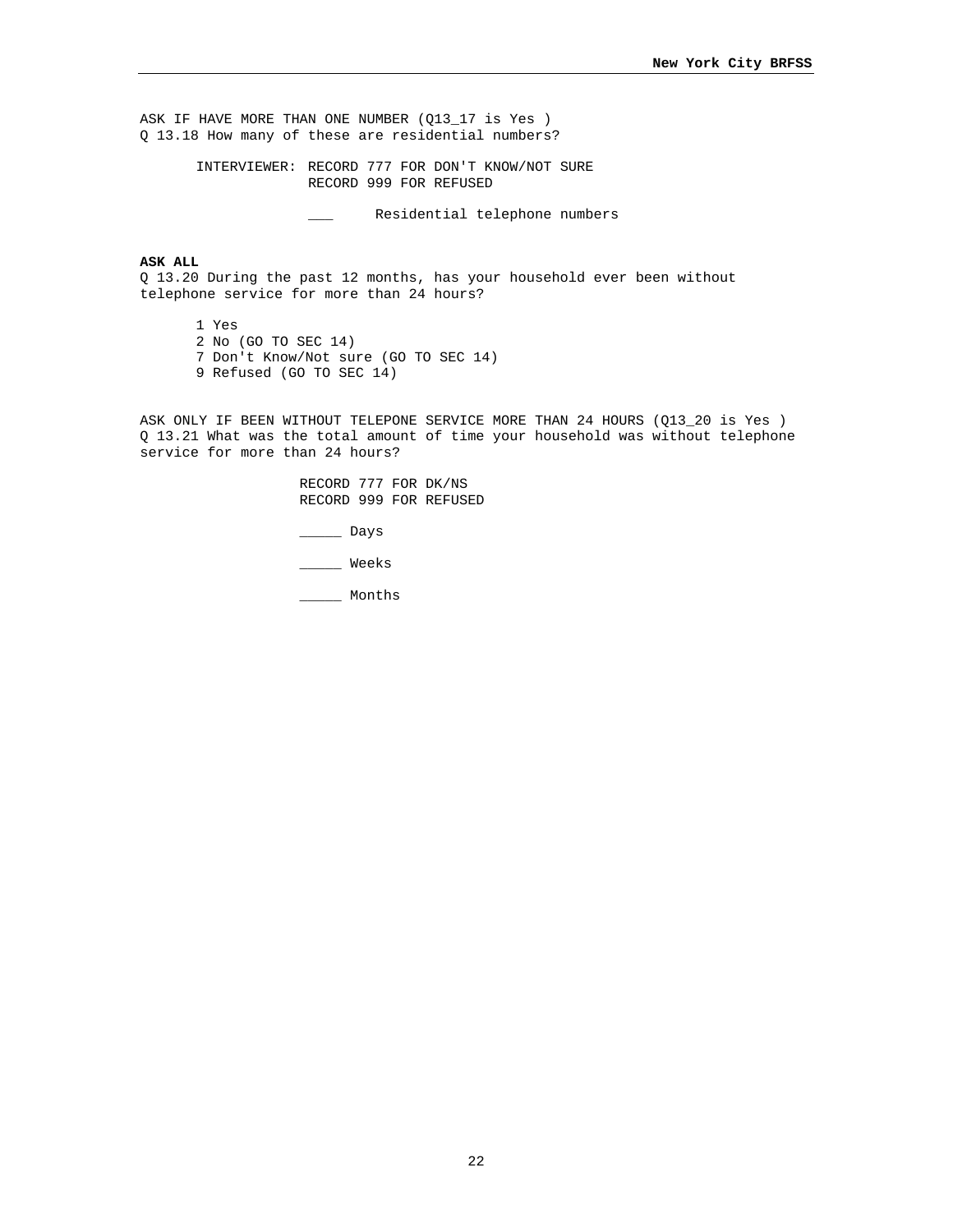ASK IF HAVE MORE THAN ONE NUMBER (Q13_17 is Yes )
Q 13.18 How many of these are residential numbers?

INTERVIEWER: RECORD 777 FOR DON'T KNOW/NOT SURE
RECORD 999 FOR REFUSED

___ Residential telephone numbers

**ASK ALL**
Q 13.20 During the past 12 months, has your household ever been without telephone service for more than 24 hours?

1 Yes
2 No (GO TO SEC 14)
7 Don't Know/Not sure (GO TO SEC 14)
9 Refused (GO TO SEC 14)

ASK ONLY IF BEEN WITHOUT TELEPONE SERVICE MORE THAN 24 HOURS (Q13_20 is Yes )
Q 13.21 What was the total amount of time your household was without telephone service for more than 24 hours?

RECORD 777 FOR DK/NS
RECORD 999 FOR REFUSED

_____ Days

_____ Weeks

_____ Months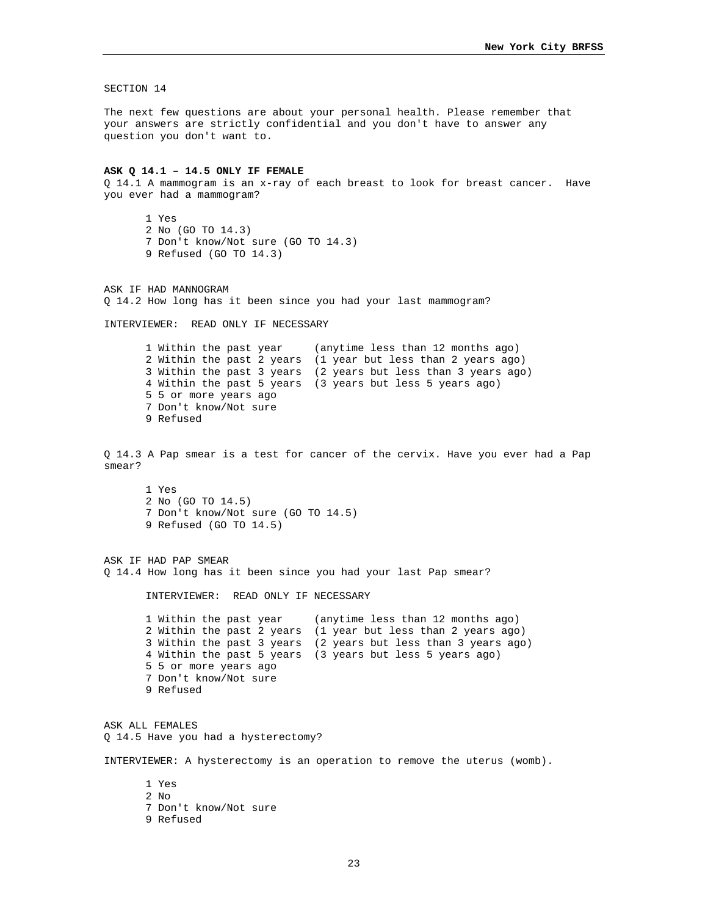SECTION 14

The next few questions are about your personal health. Please remember that your answers are strictly confidential and you don't have to answer any question you don't want to.

**ASK Q 14.1 – 14.5 ONLY IF FEMALE**

Q 14.1 A mammogram is an x-ray of each breast to look for breast cancer. Have you ever had a mammogram?

1 Yes
2 No (GO TO 14.3)
7 Don't know/Not sure (GO TO 14.3)
9 Refused (GO TO 14.3)

ASK IF HAD MANNOGRAM

Q 14.2 How long has it been since you had your last mammogram?

INTERVIEWER: READ ONLY IF NECESSARY

1 Within the past year (anytime less than 12 months ago)
2 Within the past 2 years (1 year but less than 2 years ago)
3 Within the past 3 years (2 years but less than 3 years ago)
4 Within the past 5 years (3 years but less 5 years ago)
5 5 or more years ago
7 Don't know/Not sure
9 Refused

Q 14.3 A Pap smear is a test for cancer of the cervix. Have you ever had a Pap smear?

1 Yes
2 No (GO TO 14.5)
7 Don't know/Not sure (GO TO 14.5)
9 Refused (GO TO 14.5)

ASK IF HAD PAP SMEAR

Q 14.4 How long has it been since you had your last Pap smear?

INTERVIEWER: READ ONLY IF NECESSARY

1 Within the past year (anytime less than 12 months ago)
2 Within the past 2 years (1 year but less than 2 years ago)
3 Within the past 3 years (2 years but less than 3 years ago)
4 Within the past 5 years (3 years but less 5 years ago)
5 5 or more years ago
7 Don't know/Not sure
9 Refused

ASK ALL FEMALES

Q 14.5 Have you had a hysterectomy?

INTERVIEWER: A hysterectomy is an operation to remove the uterus (womb).

1 Yes
2 No
7 Don't know/Not sure
9 Refused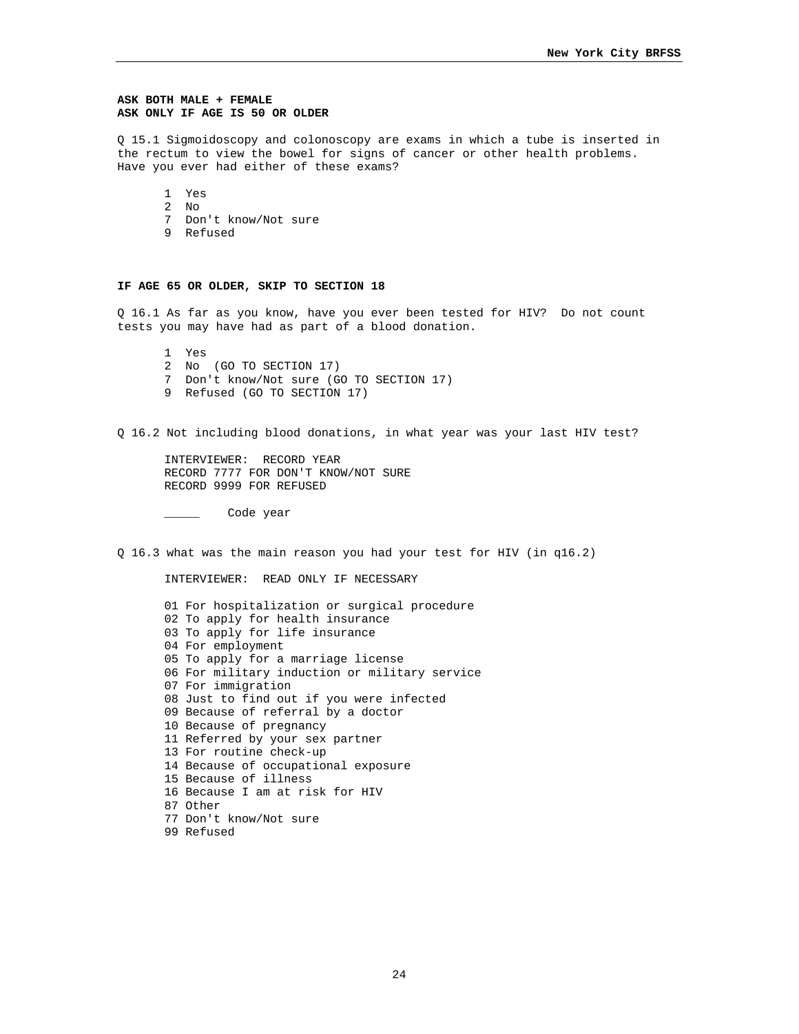**ASK BOTH MALE + FEMALE**
**ASK ONLY IF AGE IS 50 OR OLDER**

Q 15.1 Sigmoidoscopy and colonoscopy are exams in which a tube is inserted in the rectum to view the bowel for signs of cancer or other health problems. Have you ever had either of these exams?

1 Yes
2 No
7 Don't know/Not sure
9 Refused

**IF AGE 65 OR OLDER, SKIP TO SECTION 18**

Q 16.1 As far as you know, have you ever been tested for HIV? Do not count tests you may have had as part of a blood donation.

1 Yes
2 No (GO TO SECTION 17)
7 Don't know/Not sure (GO TO SECTION 17)
9 Refused (GO TO SECTION 17)

Q 16.2 Not including blood donations, in what year was your last HIV test?

INTERVIEWER: RECORD YEAR
RECORD 7777 FOR DON'T KNOW/NOT SURE
RECORD 9999 FOR REFUSED

_____ Code year

Q 16.3 what was the main reason you had your test for HIV (in q16.2)

INTERVIEWER: READ ONLY IF NECESSARY

01 For hospitalization or surgical procedure
02 To apply for health insurance
03 To apply for life insurance
04 For employment
05 To apply for a marriage license
06 For military induction or military service
07 For immigration
08 Just to find out if you were infected
09 Because of referral by a doctor
10 Because of pregnancy
11 Referred by your sex partner
13 For routine check-up
14 Because of occupational exposure
15 Because of illness
16 Because I am at risk for HIV
87 Other
77 Don't know/Not sure
99 Refused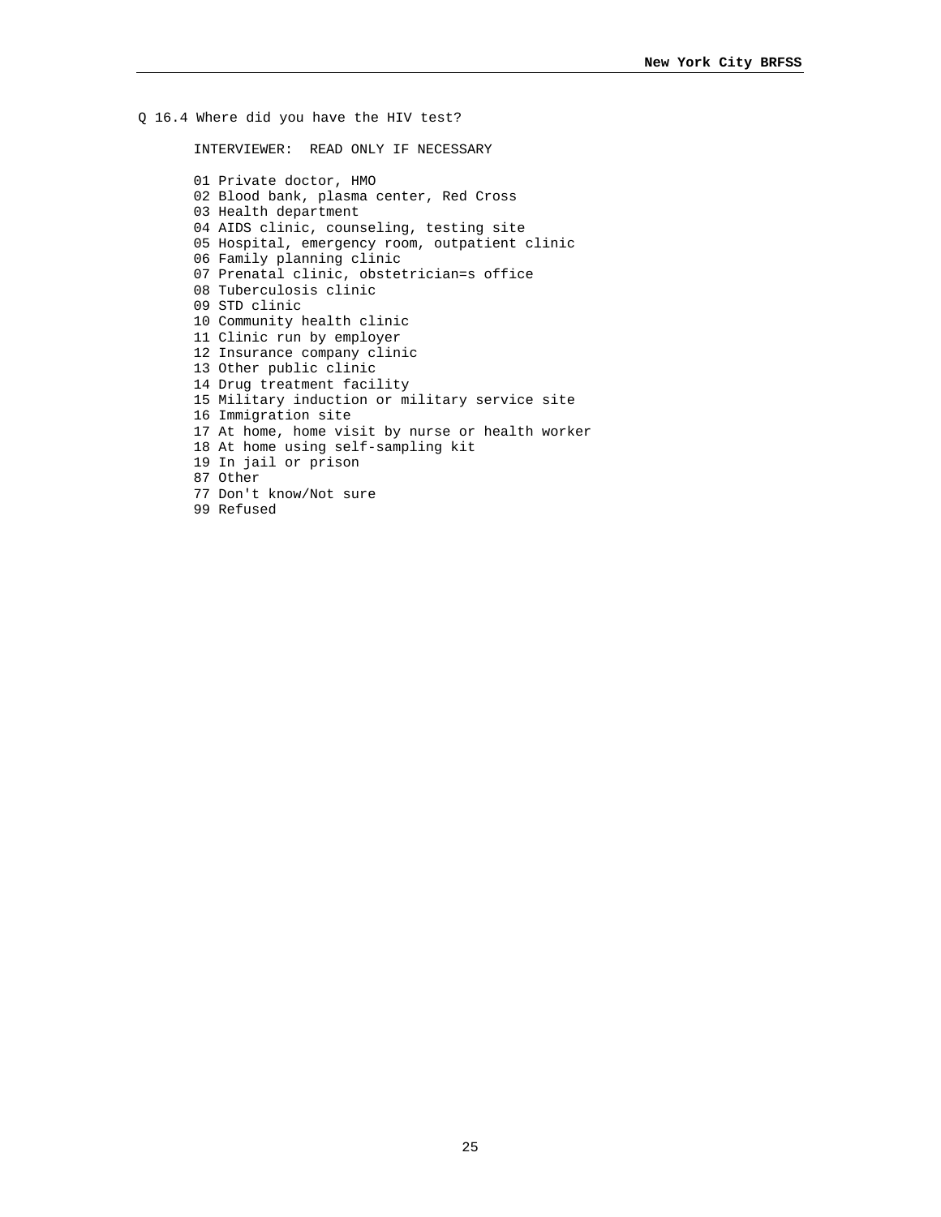Q 16.4 Where did you have the HIV test?

INTERVIEWER: READ ONLY IF NECESSARY

01 Private doctor, HMO
02 Blood bank, plasma center, Red Cross
03 Health department
04 AIDS clinic, counseling, testing site
05 Hospital, emergency room, outpatient clinic
06 Family planning clinic
07 Prenatal clinic, obstetrician=s office
08 Tuberculosis clinic
09 STD clinic
10 Community health clinic
11 Clinic run by employer
12 Insurance company clinic
13 Other public clinic
14 Drug treatment facility
15 Military induction or military service site
16 Immigration site
17 At home, home visit by nurse or health worker
18 At home using self-sampling kit
19 In jail or prison
87 Other
77 Don't know/Not sure
99 Refused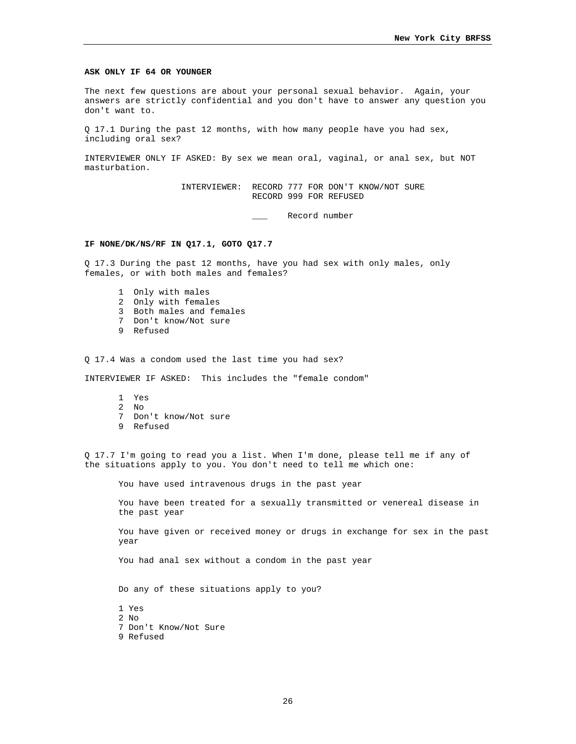**ASK ONLY IF 64 OR YOUNGER**

The next few questions are about your personal sexual behavior. Again, your answers are strictly confidential and you don't have to answer any question you don't want to.

Q 17.1 During the past 12 months, with how many people have you had sex, including oral sex?

INTERVIEWER ONLY IF ASKED: By sex we mean oral, vaginal, or anal sex, but NOT masturbation.

INTERVIEWER: RECORD 777 FOR DON'T KNOW/NOT SURE
RECORD 999 FOR REFUSED

___ Record number

**IF NONE/DK/NS/RF IN Q17.1, GOTO Q17.7**

Q 17.3 During the past 12 months, have you had sex with only males, only females, or with both males and females?

1 Only with males
2 Only with females
3 Both males and females
7 Don't know/Not sure
9 Refused

Q 17.4 Was a condom used the last time you had sex?

INTERVIEWER IF ASKED: This includes the "female condom"

1 Yes
2 No
7 Don't know/Not sure
9 Refused

Q 17.7 I'm going to read you a list. When I'm done, please tell me if any of the situations apply to you. You don't need to tell me which one:

You have used intravenous drugs in the past year

You have been treated for a sexually transmitted or venereal disease in the past year

You have given or received money or drugs in exchange for sex in the past year

You had anal sex without a condom in the past year

Do any of these situations apply to you?

1 Yes
2 No
7 Don't Know/Not Sure
9 Refused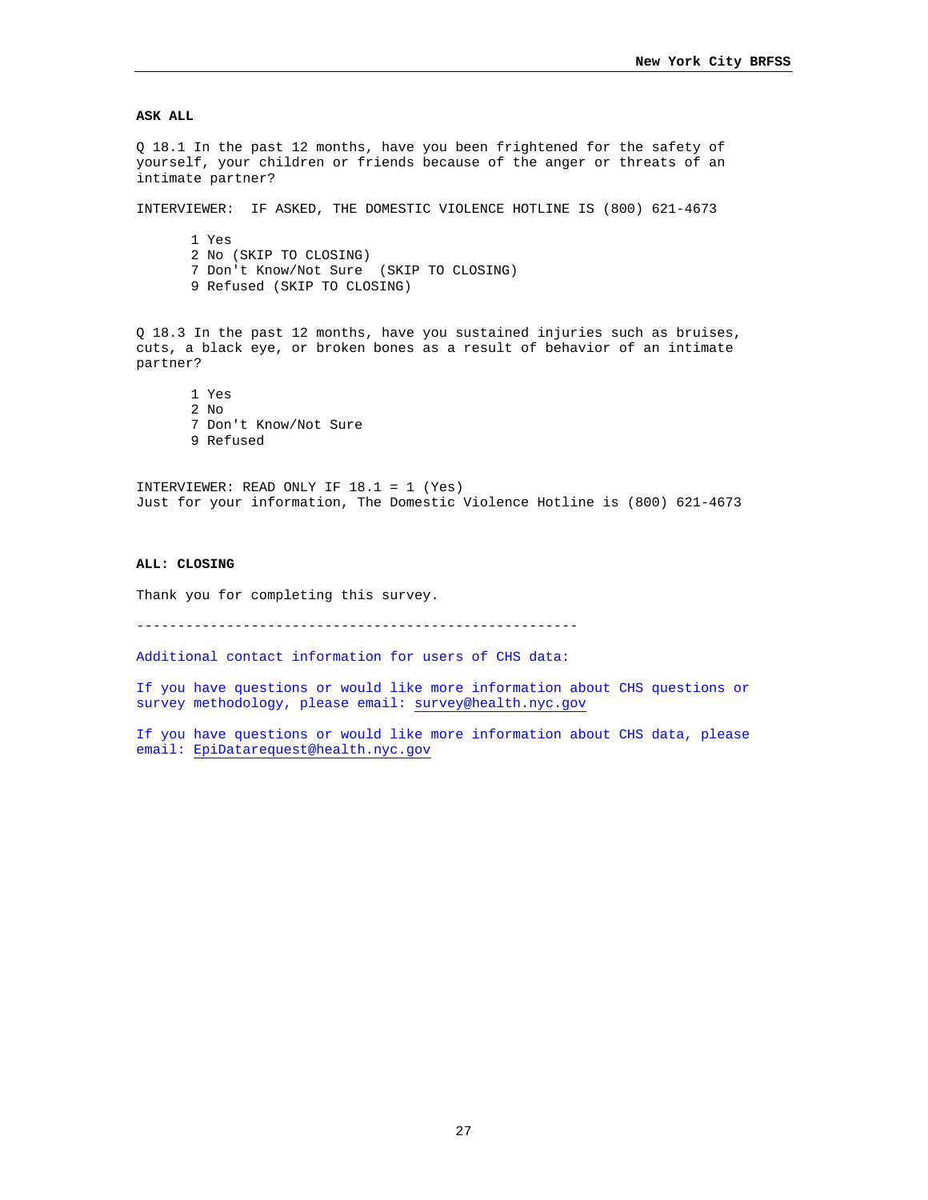**ASK ALL**

Q 18.1 In the past 12 months, have you been frightened for the safety of yourself, your children or friends because of the anger or threats of an intimate partner?

INTERVIEWER: IF ASKED, THE DOMESTIC VIOLENCE HOTLINE IS (800) 621-4673

1 Yes
2 No (SKIP TO CLOSING)
7 Don't Know/Not Sure (SKIP TO CLOSING)
9 Refused (SKIP TO CLOSING)

Q 18.3 In the past 12 months, have you sustained injuries such as bruises, cuts, a black eye, or broken bones as a result of behavior of an intimate partner?

1 Yes
2 No
7 Don't Know/Not Sure
9 Refused

INTERVIEWER: READ ONLY IF 18.1 = 1 (Yes)
Just for your information, The Domestic Violence Hotline is (800) 621-4673

**ALL: CLOSING**

Thank you for completing this survey.

-----------------------------------------------------

Additional contact information for users of CHS data:

If you have questions or would like more information about CHS questions or survey methodology, please email: survey@health.nyc.gov

If you have questions or would like more information about CHS data, please email: EpiDatarequest@health.nyc.gov